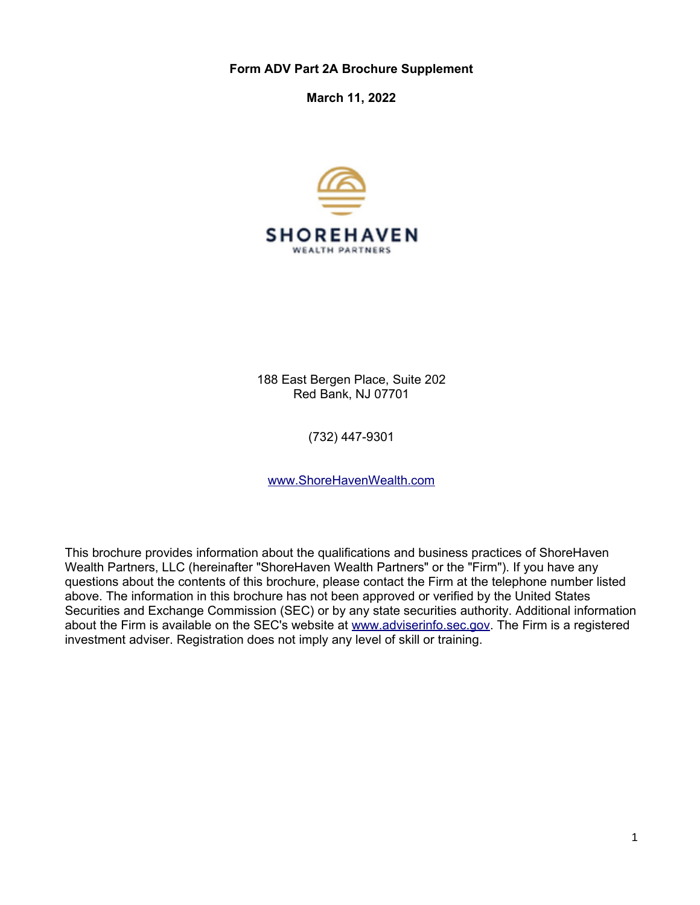**Form ADV Part 2A Brochure Supplement**

**March 11, 2022**

SHOREHAVEN
WEALTH PARTNERS

188 East Bergen Place, Suite 202
Red Bank, NJ 07701

(732) 447-9301

www.ShoreHavenWealth.com

This brochure provides information about the qualifications and business practices of ShoreHaven Wealth Partners, LLC (hereinafter "ShoreHaven Wealth Partners" or the "Firm"). If you have any questions about the contents of this brochure, please contact the Firm at the telephone number listed above. The information in this brochure has not been approved or verified by the United States Securities and Exchange Commission (SEC) or by any state securities authority. Additional information about the Firm is available on the SEC's website at www.adviserinfo.sec.gov. The Firm is a registered investment adviser. Registration does not imply any level of skill or training.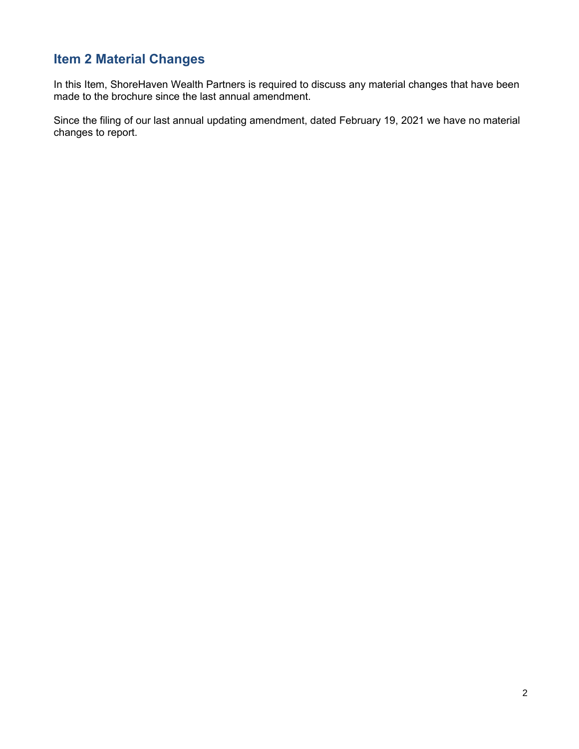## Item 2 Material Changes

In this Item, ShoreHaven Wealth Partners is required to discuss any material changes that have been made to the brochure since the last annual amendment.

Since the filing of our last annual updating amendment, dated February 19, 2021 we have no material changes to report.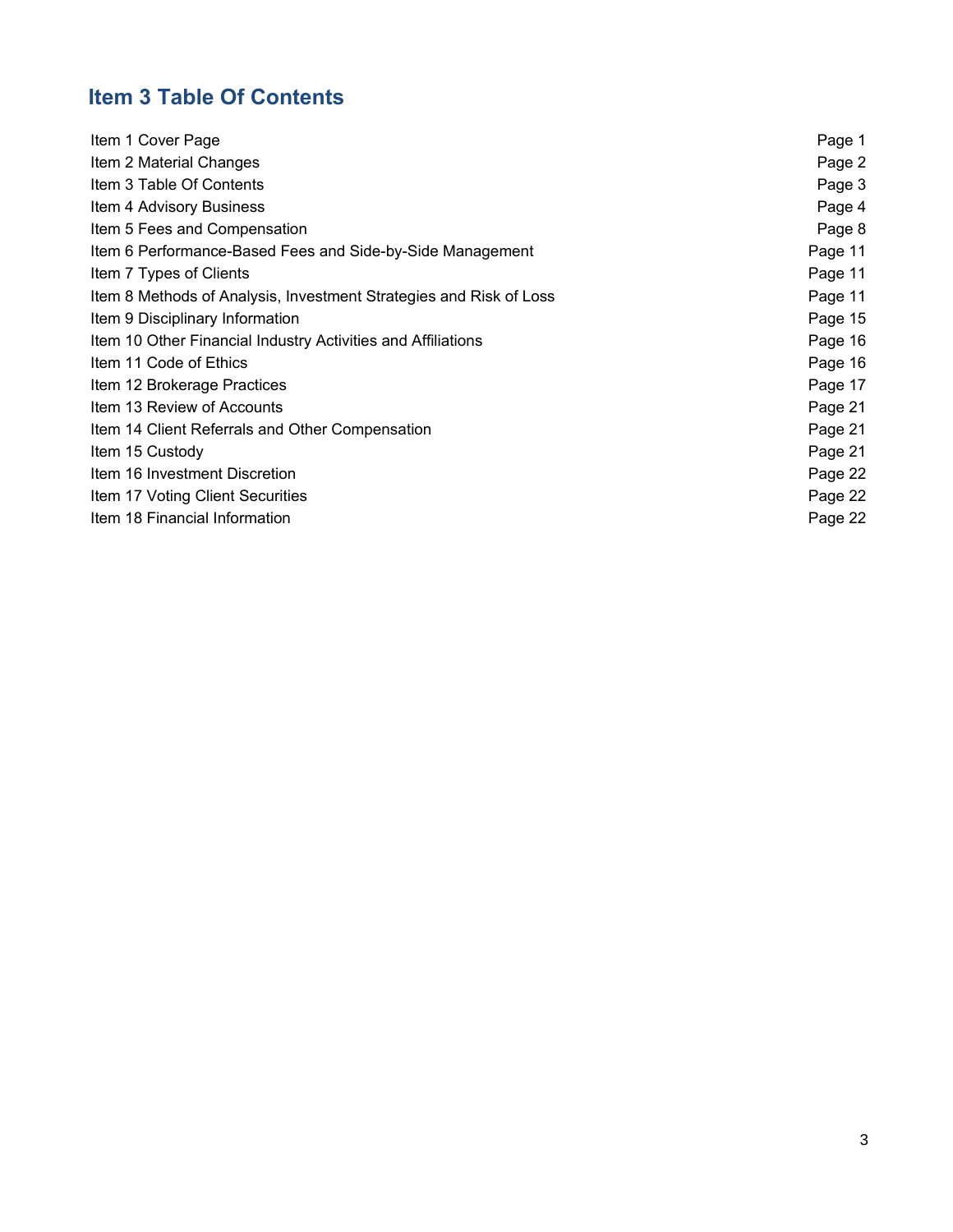## Item 3 Table Of Contents

| | |
|---|---|
| Item 1 Cover Page | Page 1 |
| Item 2 Material Changes | Page 2 |
| Item 3 Table Of Contents | Page 3 |
| Item 4 Advisory Business | Page 4 |
| Item 5 Fees and Compensation | Page 8 |
| Item 6 Performance-Based Fees and Side-by-Side Management | Page 11 |
| Item 7 Types of Clients | Page 11 |
| Item 8 Methods of Analysis, Investment Strategies and Risk of Loss | Page 11 |
| Item 9 Disciplinary Information | Page 15 |
| Item 10 Other Financial Industry Activities and Affiliations | Page 16 |
| Item 11 Code of Ethics | Page 16 |
| Item 12 Brokerage Practices | Page 17 |
| Item 13 Review of Accounts | Page 21 |
| Item 14 Client Referrals and Other Compensation | Page 21 |
| Item 15 Custody | Page 21 |
| Item 16 Investment Discretion | Page 22 |
| Item 17 Voting Client Securities | Page 22 |
| Item 18 Financial Information | Page 22 |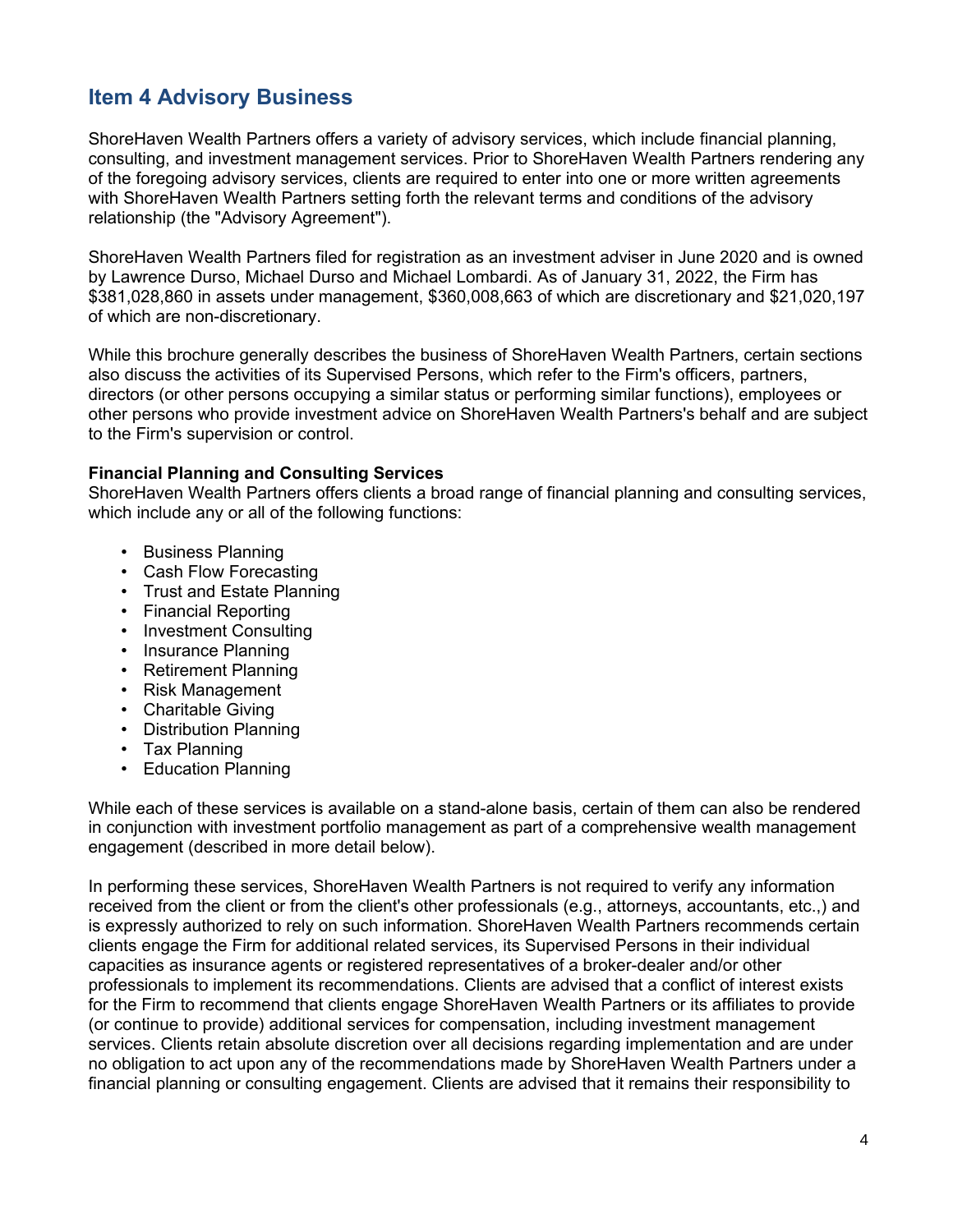## Item 4 Advisory Business

ShoreHaven Wealth Partners offers a variety of advisory services, which include financial planning, consulting, and investment management services. Prior to ShoreHaven Wealth Partners rendering any of the foregoing advisory services, clients are required to enter into one or more written agreements with ShoreHaven Wealth Partners setting forth the relevant terms and conditions of the advisory relationship (the "Advisory Agreement").

ShoreHaven Wealth Partners filed for registration as an investment adviser in June 2020 and is owned by Lawrence Durso, Michael Durso and Michael Lombardi. As of January 31, 2022, the Firm has $381,028,860 in assets under management, $360,008,663 of which are discretionary and $21,020,197 of which are non-discretionary.

While this brochure generally describes the business of ShoreHaven Wealth Partners, certain sections also discuss the activities of its Supervised Persons, which refer to the Firm's officers, partners, directors (or other persons occupying a similar status or performing similar functions), employees or other persons who provide investment advice on ShoreHaven Wealth Partners's behalf and are subject to the Firm's supervision or control.

**Financial Planning and Consulting Services**

ShoreHaven Wealth Partners offers clients a broad range of financial planning and consulting services, which include any or all of the following functions:

- Business Planning
- Cash Flow Forecasting
- Trust and Estate Planning
- Financial Reporting
- Investment Consulting
- Insurance Planning
- Retirement Planning
- Risk Management
- Charitable Giving
- Distribution Planning
- Tax Planning
- Education Planning

While each of these services is available on a stand-alone basis, certain of them can also be rendered in conjunction with investment portfolio management as part of a comprehensive wealth management engagement (described in more detail below).

In performing these services, ShoreHaven Wealth Partners is not required to verify any information received from the client or from the client's other professionals (e.g., attorneys, accountants, etc.,) and is expressly authorized to rely on such information. ShoreHaven Wealth Partners recommends certain clients engage the Firm for additional related services, its Supervised Persons in their individual capacities as insurance agents or registered representatives of a broker-dealer and/or other professionals to implement its recommendations. Clients are advised that a conflict of interest exists for the Firm to recommend that clients engage ShoreHaven Wealth Partners or its affiliates to provide (or continue to provide) additional services for compensation, including investment management services. Clients retain absolute discretion over all decisions regarding implementation and are under no obligation to act upon any of the recommendations made by ShoreHaven Wealth Partners under a financial planning or consulting engagement. Clients are advised that it remains their responsibility to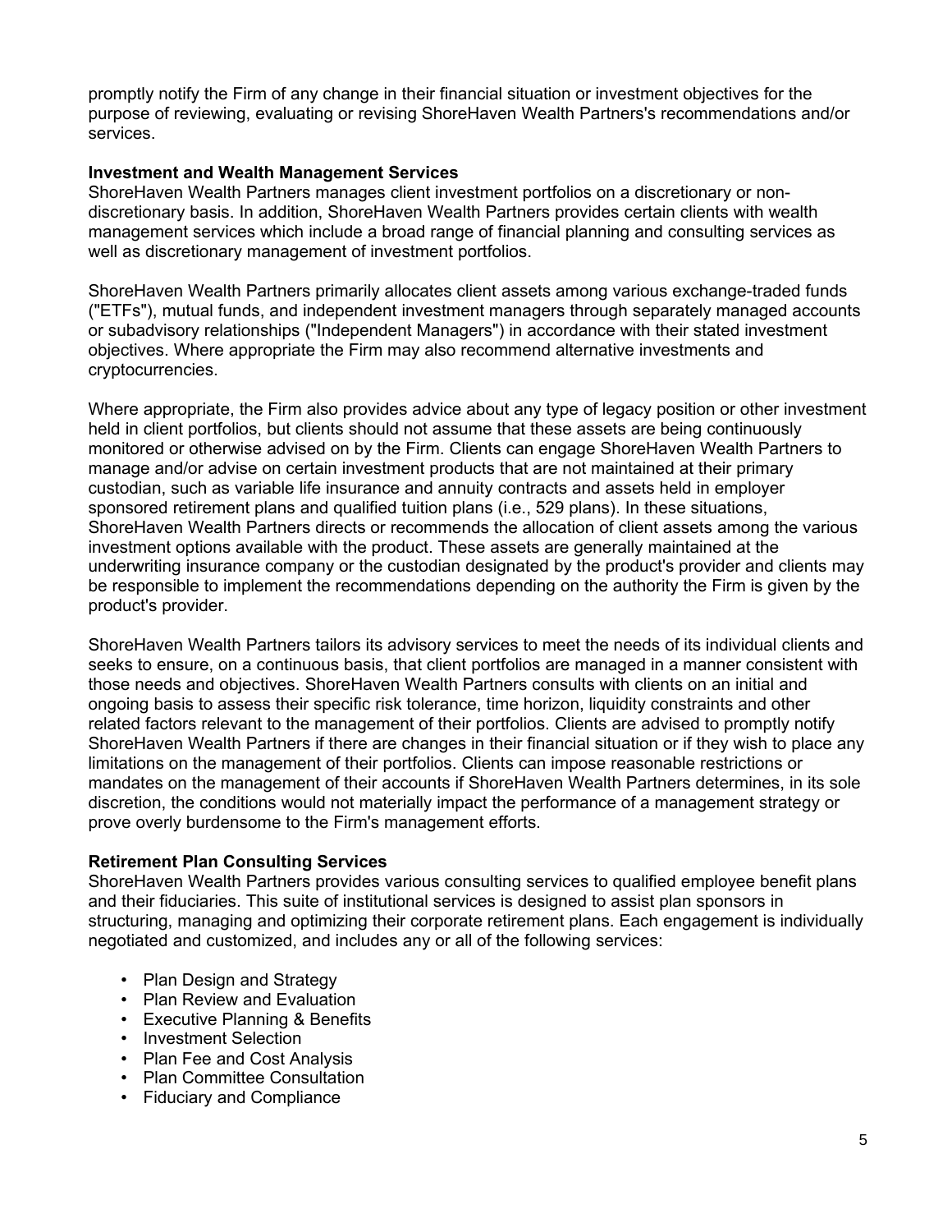promptly notify the Firm of any change in their financial situation or investment objectives for the purpose of reviewing, evaluating or revising ShoreHaven Wealth Partners's recommendations and/or services.

**Investment and Wealth Management Services**

ShoreHaven Wealth Partners manages client investment portfolios on a discretionary or non-discretionary basis. In addition, ShoreHaven Wealth Partners provides certain clients with wealth management services which include a broad range of financial planning and consulting services as well as discretionary management of investment portfolios.

ShoreHaven Wealth Partners primarily allocates client assets among various exchange-traded funds ("ETFs"), mutual funds, and independent investment managers through separately managed accounts or subadvisory relationships ("Independent Managers") in accordance with their stated investment objectives. Where appropriate the Firm may also recommend alternative investments and cryptocurrencies.

Where appropriate, the Firm also provides advice about any type of legacy position or other investment held in client portfolios, but clients should not assume that these assets are being continuously monitored or otherwise advised on by the Firm. Clients can engage ShoreHaven Wealth Partners to manage and/or advise on certain investment products that are not maintained at their primary custodian, such as variable life insurance and annuity contracts and assets held in employer sponsored retirement plans and qualified tuition plans (i.e., 529 plans). In these situations, ShoreHaven Wealth Partners directs or recommends the allocation of client assets among the various investment options available with the product. These assets are generally maintained at the underwriting insurance company or the custodian designated by the product's provider and clients may be responsible to implement the recommendations depending on the authority the Firm is given by the product's provider.

ShoreHaven Wealth Partners tailors its advisory services to meet the needs of its individual clients and seeks to ensure, on a continuous basis, that client portfolios are managed in a manner consistent with those needs and objectives. ShoreHaven Wealth Partners consults with clients on an initial and ongoing basis to assess their specific risk tolerance, time horizon, liquidity constraints and other related factors relevant to the management of their portfolios. Clients are advised to promptly notify ShoreHaven Wealth Partners if there are changes in their financial situation or if they wish to place any limitations on the management of their portfolios. Clients can impose reasonable restrictions or mandates on the management of their accounts if ShoreHaven Wealth Partners determines, in its sole discretion, the conditions would not materially impact the performance of a management strategy or prove overly burdensome to the Firm's management efforts.

**Retirement Plan Consulting Services**

ShoreHaven Wealth Partners provides various consulting services to qualified employee benefit plans and their fiduciaries. This suite of institutional services is designed to assist plan sponsors in structuring, managing and optimizing their corporate retirement plans. Each engagement is individually negotiated and customized, and includes any or all of the following services:

- Plan Design and Strategy
- Plan Review and Evaluation
- Executive Planning & Benefits
- Investment Selection
- Plan Fee and Cost Analysis
- Plan Committee Consultation
- Fiduciary and Compliance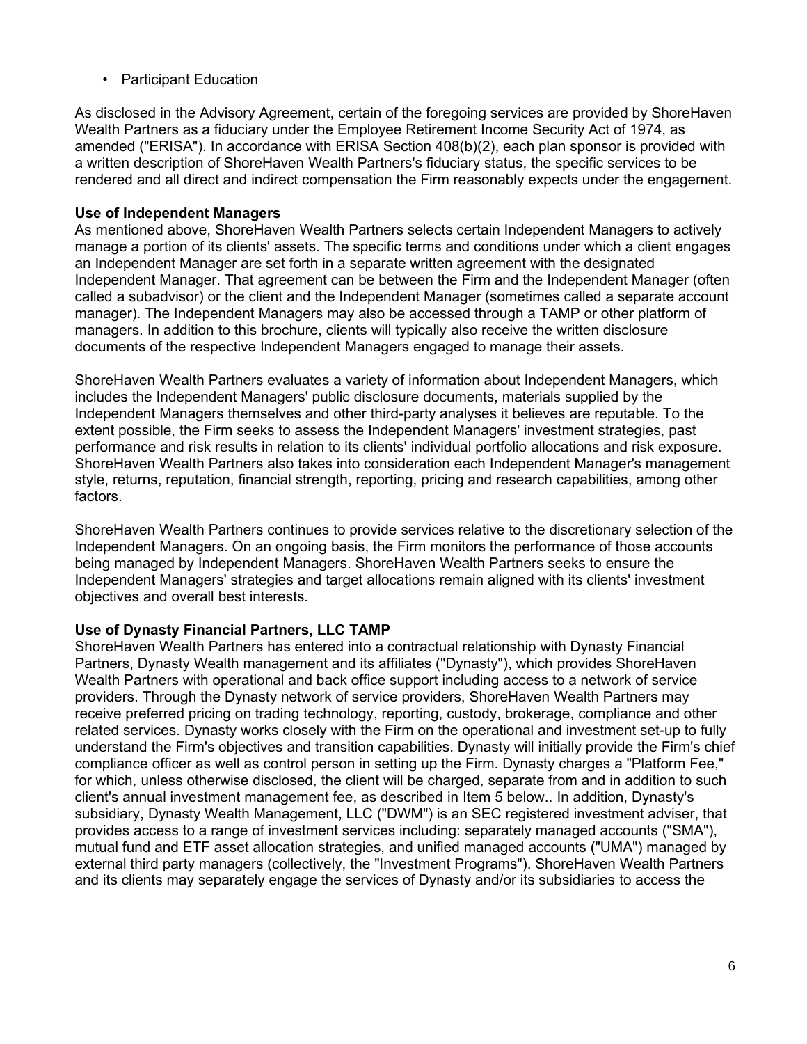- Participant Education

As disclosed in the Advisory Agreement, certain of the foregoing services are provided by ShoreHaven Wealth Partners as a fiduciary under the Employee Retirement Income Security Act of 1974, as amended ("ERISA"). In accordance with ERISA Section 408(b)(2), each plan sponsor is provided with a written description of ShoreHaven Wealth Partners's fiduciary status, the specific services to be rendered and all direct and indirect compensation the Firm reasonably expects under the engagement.

**Use of Independent Managers**
As mentioned above, ShoreHaven Wealth Partners selects certain Independent Managers to actively manage a portion of its clients' assets. The specific terms and conditions under which a client engages an Independent Manager are set forth in a separate written agreement with the designated Independent Manager. That agreement can be between the Firm and the Independent Manager (often called a subadvisor) or the client and the Independent Manager (sometimes called a separate account manager). The Independent Managers may also be accessed through a TAMP or other platform of managers. In addition to this brochure, clients will typically also receive the written disclosure documents of the respective Independent Managers engaged to manage their assets.

ShoreHaven Wealth Partners evaluates a variety of information about Independent Managers, which includes the Independent Managers' public disclosure documents, materials supplied by the Independent Managers themselves and other third-party analyses it believes are reputable. To the extent possible, the Firm seeks to assess the Independent Managers' investment strategies, past performance and risk results in relation to its clients' individual portfolio allocations and risk exposure. ShoreHaven Wealth Partners also takes into consideration each Independent Manager's management style, returns, reputation, financial strength, reporting, pricing and research capabilities, among other factors.

ShoreHaven Wealth Partners continues to provide services relative to the discretionary selection of the Independent Managers. On an ongoing basis, the Firm monitors the performance of those accounts being managed by Independent Managers. ShoreHaven Wealth Partners seeks to ensure the Independent Managers' strategies and target allocations remain aligned with its clients' investment objectives and overall best interests.

**Use of Dynasty Financial Partners, LLC TAMP**
ShoreHaven Wealth Partners has entered into a contractual relationship with Dynasty Financial Partners, Dynasty Wealth management and its affiliates ("Dynasty"), which provides ShoreHaven Wealth Partners with operational and back office support including access to a network of service providers. Through the Dynasty network of service providers, ShoreHaven Wealth Partners may receive preferred pricing on trading technology, reporting, custody, brokerage, compliance and other related services. Dynasty works closely with the Firm on the operational and investment set-up to fully understand the Firm's objectives and transition capabilities. Dynasty will initially provide the Firm's chief compliance officer as well as control person in setting up the Firm. Dynasty charges a "Platform Fee," for which, unless otherwise disclosed, the client will be charged, separate from and in addition to such client's annual investment management fee, as described in Item 5 below.. In addition, Dynasty's subsidiary, Dynasty Wealth Management, LLC ("DWM") is an SEC registered investment adviser, that provides access to a range of investment services including: separately managed accounts ("SMA"), mutual fund and ETF asset allocation strategies, and unified managed accounts ("UMA") managed by external third party managers (collectively, the "Investment Programs"). ShoreHaven Wealth Partners and its clients may separately engage the services of Dynasty and/or its subsidiaries to access the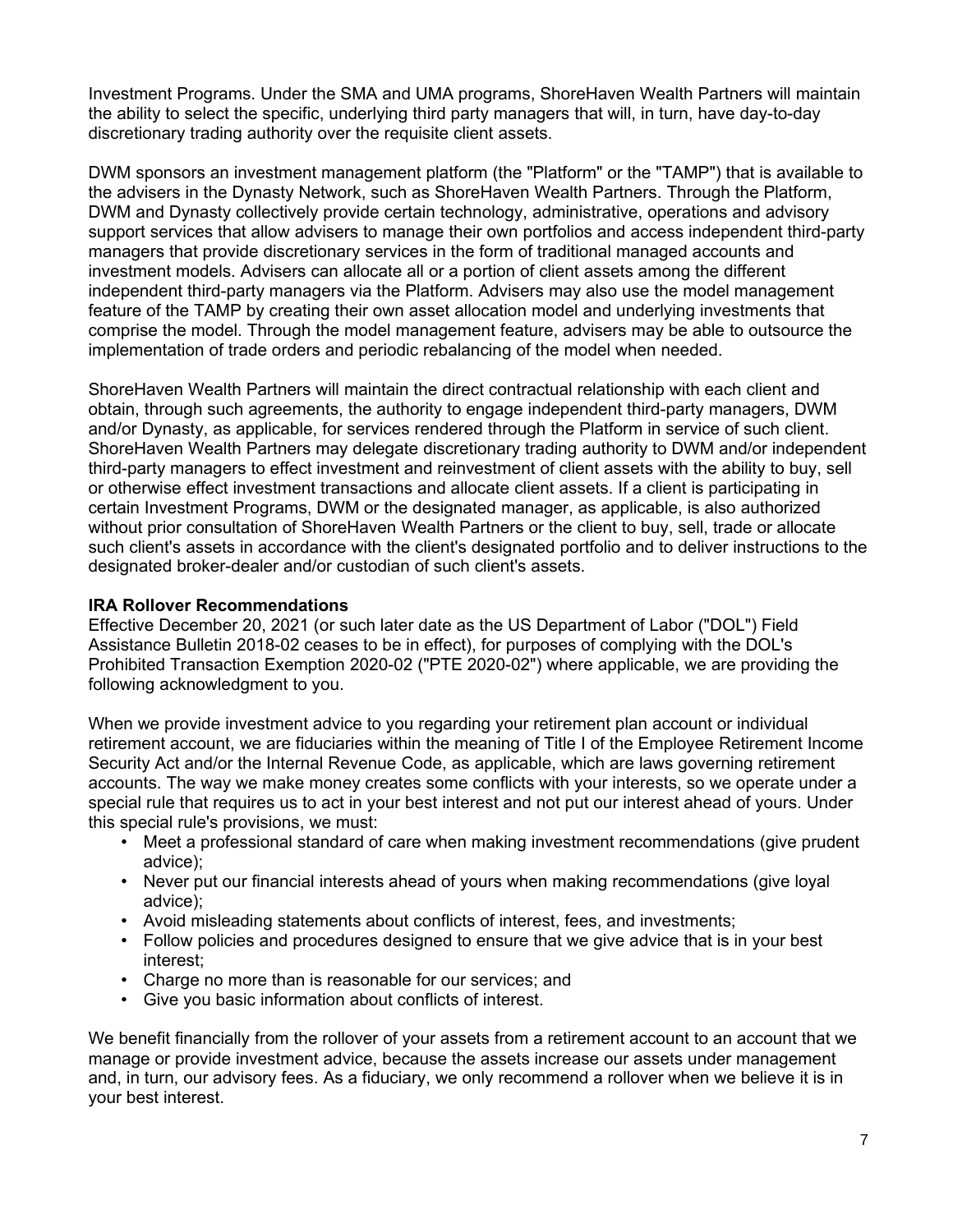Investment Programs. Under the SMA and UMA programs, ShoreHaven Wealth Partners will maintain the ability to select the specific, underlying third party managers that will, in turn, have day-to-day discretionary trading authority over the requisite client assets.

DWM sponsors an investment management platform (the "Platform" or the "TAMP") that is available to the advisers in the Dynasty Network, such as ShoreHaven Wealth Partners. Through the Platform, DWM and Dynasty collectively provide certain technology, administrative, operations and advisory support services that allow advisers to manage their own portfolios and access independent third-party managers that provide discretionary services in the form of traditional managed accounts and investment models. Advisers can allocate all or a portion of client assets among the different independent third-party managers via the Platform. Advisers may also use the model management feature of the TAMP by creating their own asset allocation model and underlying investments that comprise the model. Through the model management feature, advisers may be able to outsource the implementation of trade orders and periodic rebalancing of the model when needed.

ShoreHaven Wealth Partners will maintain the direct contractual relationship with each client and obtain, through such agreements, the authority to engage independent third-party managers, DWM and/or Dynasty, as applicable, for services rendered through the Platform in service of such client. ShoreHaven Wealth Partners may delegate discretionary trading authority to DWM and/or independent third-party managers to effect investment and reinvestment of client assets with the ability to buy, sell or otherwise effect investment transactions and allocate client assets. If a client is participating in certain Investment Programs, DWM or the designated manager, as applicable, is also authorized without prior consultation of ShoreHaven Wealth Partners or the client to buy, sell, trade or allocate such client's assets in accordance with the client's designated portfolio and to deliver instructions to the designated broker-dealer and/or custodian of such client's assets.

**IRA Rollover Recommendations**

Effective December 20, 2021 (or such later date as the US Department of Labor ("DOL") Field Assistance Bulletin 2018-02 ceases to be in effect), for purposes of complying with the DOL's Prohibited Transaction Exemption 2020-02 ("PTE 2020-02") where applicable, we are providing the following acknowledgment to you.

When we provide investment advice to you regarding your retirement plan account or individual retirement account, we are fiduciaries within the meaning of Title I of the Employee Retirement Income Security Act and/or the Internal Revenue Code, as applicable, which are laws governing retirement accounts. The way we make money creates some conflicts with your interests, so we operate under a special rule that requires us to act in your best interest and not put our interest ahead of yours. Under this special rule's provisions, we must:

- Meet a professional standard of care when making investment recommendations (give prudent advice);
- Never put our financial interests ahead of yours when making recommendations (give loyal advice);
- Avoid misleading statements about conflicts of interest, fees, and investments;
- Follow policies and procedures designed to ensure that we give advice that is in your best interest;
- Charge no more than is reasonable for our services; and
- Give you basic information about conflicts of interest.

We benefit financially from the rollover of your assets from a retirement account to an account that we manage or provide investment advice, because the assets increase our assets under management and, in turn, our advisory fees. As a fiduciary, we only recommend a rollover when we believe it is in your best interest.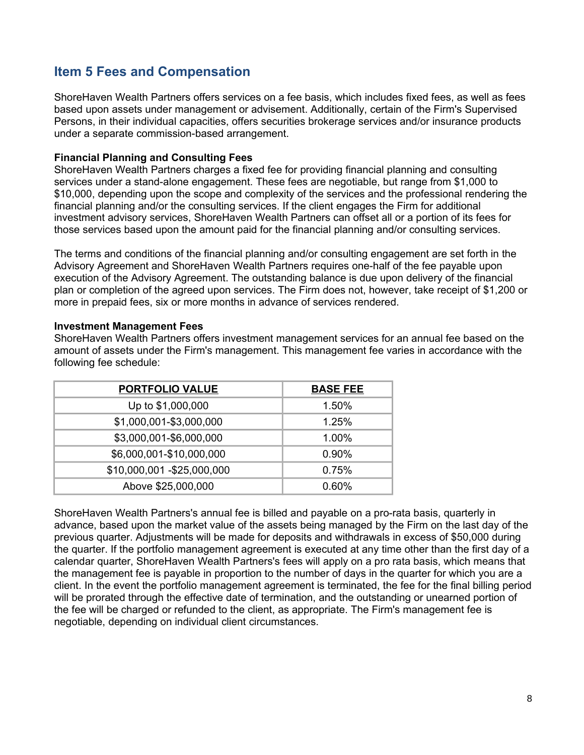## Item 5 Fees and Compensation

ShoreHaven Wealth Partners offers services on a fee basis, which includes fixed fees, as well as fees based upon assets under management or advisement. Additionally, certain of the Firm's Supervised Persons, in their individual capacities, offers securities brokerage services and/or insurance products under a separate commission-based arrangement.

**Financial Planning and Consulting Fees**
ShoreHaven Wealth Partners charges a fixed fee for providing financial planning and consulting services under a stand-alone engagement. These fees are negotiable, but range from $1,000 to $10,000, depending upon the scope and complexity of the services and the professional rendering the financial planning and/or the consulting services. If the client engages the Firm for additional investment advisory services, ShoreHaven Wealth Partners can offset all or a portion of its fees for those services based upon the amount paid for the financial planning and/or consulting services.

The terms and conditions of the financial planning and/or consulting engagement are set forth in the Advisory Agreement and ShoreHaven Wealth Partners requires one-half of the fee payable upon execution of the Advisory Agreement. The outstanding balance is due upon delivery of the financial plan or completion of the agreed upon services. The Firm does not, however, take receipt of $1,200 or more in prepaid fees, six or more months in advance of services rendered.

**Investment Management Fees**
ShoreHaven Wealth Partners offers investment management services for an annual fee based on the amount of assets under the Firm's management. This management fee varies in accordance with the following fee schedule:

| PORTFOLIO VALUE | BASE FEE |
|---|---|
| Up to $1,000,000 | 1.50% |
| $1,000,001-$3,000,000 | 1.25% |
| $3,000,001-$6,000,000 | 1.00% |
| $6,000,001-$10,000,000 | 0.90% |
| $10,000,001 -$25,000,000 | 0.75% |
| Above $25,000,000 | 0.60% |

ShoreHaven Wealth Partners's annual fee is billed and payable on a pro-rata basis, quarterly in advance, based upon the market value of the assets being managed by the Firm on the last day of the previous quarter. Adjustments will be made for deposits and withdrawals in excess of $50,000 during the quarter. If the portfolio management agreement is executed at any time other than the first day of a calendar quarter, ShoreHaven Wealth Partners's fees will apply on a pro rata basis, which means that the management fee is payable in proportion to the number of days in the quarter for which you are a client. In the event the portfolio management agreement is terminated, the fee for the final billing period will be prorated through the effective date of termination, and the outstanding or unearned portion of the fee will be charged or refunded to the client, as appropriate. The Firm's management fee is negotiable, depending on individual client circumstances.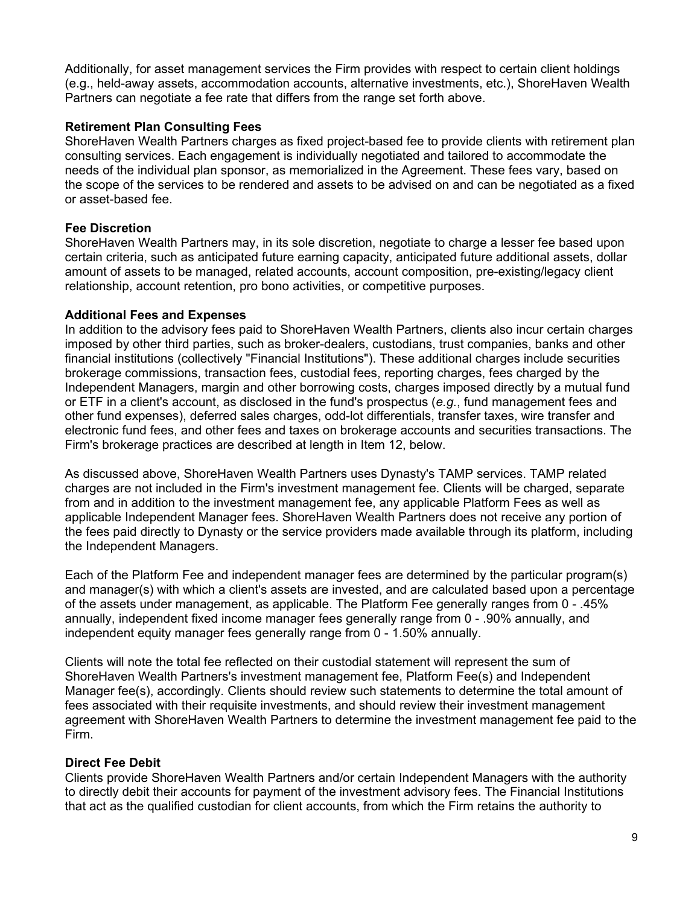Additionally, for asset management services the Firm provides with respect to certain client holdings (e.g., held-away assets, accommodation accounts, alternative investments, etc.), ShoreHaven Wealth Partners can negotiate a fee rate that differs from the range set forth above.

**Retirement Plan Consulting Fees**

ShoreHaven Wealth Partners charges as fixed project-based fee to provide clients with retirement plan consulting services. Each engagement is individually negotiated and tailored to accommodate the needs of the individual plan sponsor, as memorialized in the Agreement. These fees vary, based on the scope of the services to be rendered and assets to be advised on and can be negotiated as a fixed or asset-based fee.

**Fee Discretion**

ShoreHaven Wealth Partners may, in its sole discretion, negotiate to charge a lesser fee based upon certain criteria, such as anticipated future earning capacity, anticipated future additional assets, dollar amount of assets to be managed, related accounts, account composition, pre-existing/legacy client relationship, account retention, pro bono activities, or competitive purposes.

**Additional Fees and Expenses**

In addition to the advisory fees paid to ShoreHaven Wealth Partners, clients also incur certain charges imposed by other third parties, such as broker-dealers, custodians, trust companies, banks and other financial institutions (collectively "Financial Institutions"). These additional charges include securities brokerage commissions, transaction fees, custodial fees, reporting charges, fees charged by the Independent Managers, margin and other borrowing costs, charges imposed directly by a mutual fund or ETF in a client's account, as disclosed in the fund's prospectus (*e.g.*, fund management fees and other fund expenses), deferred sales charges, odd-lot differentials, transfer taxes, wire transfer and electronic fund fees, and other fees and taxes on brokerage accounts and securities transactions. The Firm's brokerage practices are described at length in Item 12, below.

As discussed above, ShoreHaven Wealth Partners uses Dynasty's TAMP services. TAMP related charges are not included in the Firm's investment management fee. Clients will be charged, separate from and in addition to the investment management fee, any applicable Platform Fees as well as applicable Independent Manager fees. ShoreHaven Wealth Partners does not receive any portion of the fees paid directly to Dynasty or the service providers made available through its platform, including the Independent Managers.

Each of the Platform Fee and independent manager fees are determined by the particular program(s) and manager(s) with which a client's assets are invested, and are calculated based upon a percentage of the assets under management, as applicable. The Platform Fee generally ranges from 0 - .45% annually, independent fixed income manager fees generally range from 0 - .90% annually, and independent equity manager fees generally range from 0 - 1.50% annually.

Clients will note the total fee reflected on their custodial statement will represent the sum of ShoreHaven Wealth Partners's investment management fee, Platform Fee(s) and Independent Manager fee(s), accordingly. Clients should review such statements to determine the total amount of fees associated with their requisite investments, and should review their investment management agreement with ShoreHaven Wealth Partners to determine the investment management fee paid to the Firm.

**Direct Fee Debit**

Clients provide ShoreHaven Wealth Partners and/or certain Independent Managers with the authority to directly debit their accounts for payment of the investment advisory fees. The Financial Institutions that act as the qualified custodian for client accounts, from which the Firm retains the authority to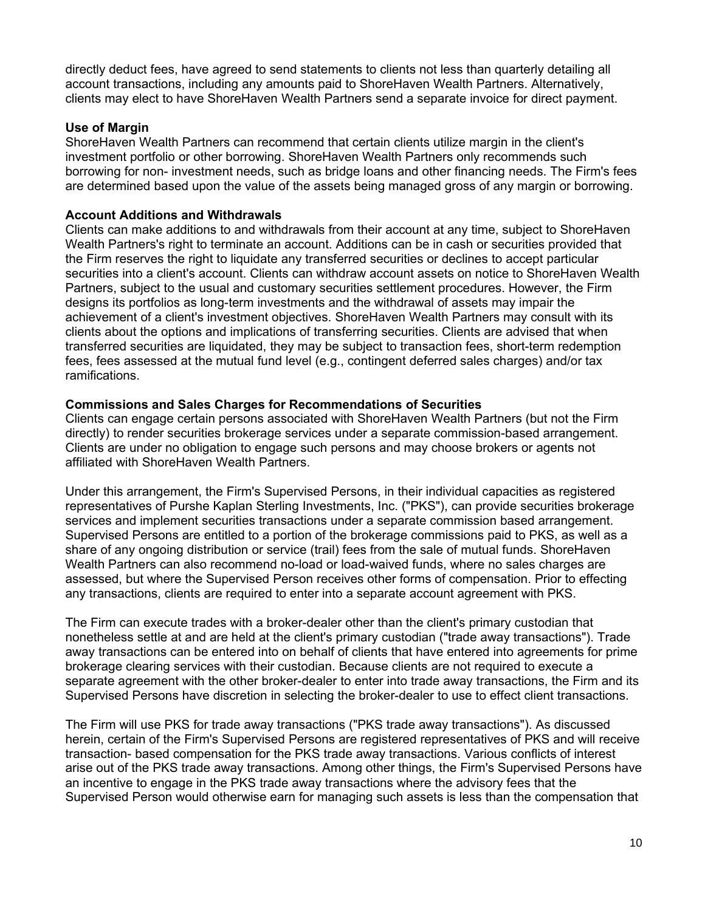directly deduct fees, have agreed to send statements to clients not less than quarterly detailing all account transactions, including any amounts paid to ShoreHaven Wealth Partners. Alternatively, clients may elect to have ShoreHaven Wealth Partners send a separate invoice for direct payment.

**Use of Margin**
ShoreHaven Wealth Partners can recommend that certain clients utilize margin in the client's investment portfolio or other borrowing. ShoreHaven Wealth Partners only recommends such borrowing for non- investment needs, such as bridge loans and other financing needs. The Firm's fees are determined based upon the value of the assets being managed gross of any margin or borrowing.

**Account Additions and Withdrawals**
Clients can make additions to and withdrawals from their account at any time, subject to ShoreHaven Wealth Partners's right to terminate an account. Additions can be in cash or securities provided that the Firm reserves the right to liquidate any transferred securities or declines to accept particular securities into a client's account. Clients can withdraw account assets on notice to ShoreHaven Wealth Partners, subject to the usual and customary securities settlement procedures. However, the Firm designs its portfolios as long-term investments and the withdrawal of assets may impair the achievement of a client's investment objectives. ShoreHaven Wealth Partners may consult with its clients about the options and implications of transferring securities. Clients are advised that when transferred securities are liquidated, they may be subject to transaction fees, short-term redemption fees, fees assessed at the mutual fund level (e.g., contingent deferred sales charges) and/or tax ramifications.

**Commissions and Sales Charges for Recommendations of Securities**
Clients can engage certain persons associated with ShoreHaven Wealth Partners (but not the Firm directly) to render securities brokerage services under a separate commission-based arrangement. Clients are under no obligation to engage such persons and may choose brokers or agents not affiliated with ShoreHaven Wealth Partners.

Under this arrangement, the Firm's Supervised Persons, in their individual capacities as registered representatives of Purshe Kaplan Sterling Investments, Inc. ("PKS"), can provide securities brokerage services and implement securities transactions under a separate commission based arrangement. Supervised Persons are entitled to a portion of the brokerage commissions paid to PKS, as well as a share of any ongoing distribution or service (trail) fees from the sale of mutual funds. ShoreHaven Wealth Partners can also recommend no-load or load-waived funds, where no sales charges are assessed, but where the Supervised Person receives other forms of compensation. Prior to effecting any transactions, clients are required to enter into a separate account agreement with PKS.

The Firm can execute trades with a broker-dealer other than the client's primary custodian that nonetheless settle at and are held at the client's primary custodian ("trade away transactions"). Trade away transactions can be entered into on behalf of clients that have entered into agreements for prime brokerage clearing services with their custodian. Because clients are not required to execute a separate agreement with the other broker-dealer to enter into trade away transactions, the Firm and its Supervised Persons have discretion in selecting the broker-dealer to use to effect client transactions.

The Firm will use PKS for trade away transactions ("PKS trade away transactions"). As discussed herein, certain of the Firm's Supervised Persons are registered representatives of PKS and will receive transaction- based compensation for the PKS trade away transactions. Various conflicts of interest arise out of the PKS trade away transactions. Among other things, the Firm's Supervised Persons have an incentive to engage in the PKS trade away transactions where the advisory fees that the Supervised Person would otherwise earn for managing such assets is less than the compensation that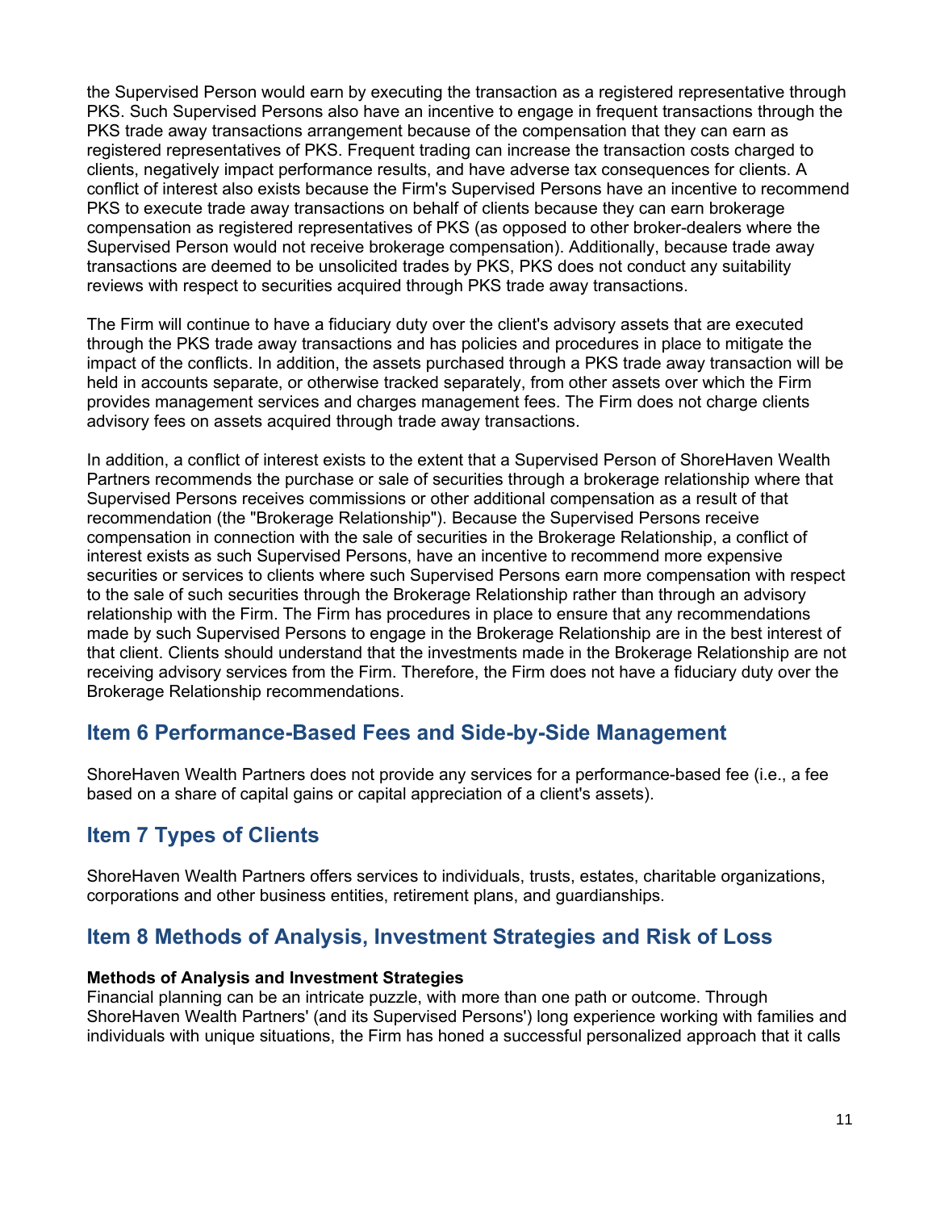the Supervised Person would earn by executing the transaction as a registered representative through PKS. Such Supervised Persons also have an incentive to engage in frequent transactions through the PKS trade away transactions arrangement because of the compensation that they can earn as registered representatives of PKS. Frequent trading can increase the transaction costs charged to clients, negatively impact performance results, and have adverse tax consequences for clients. A conflict of interest also exists because the Firm's Supervised Persons have an incentive to recommend PKS to execute trade away transactions on behalf of clients because they can earn brokerage compensation as registered representatives of PKS (as opposed to other broker-dealers where the Supervised Person would not receive brokerage compensation). Additionally, because trade away transactions are deemed to be unsolicited trades by PKS, PKS does not conduct any suitability reviews with respect to securities acquired through PKS trade away transactions.

The Firm will continue to have a fiduciary duty over the client's advisory assets that are executed through the PKS trade away transactions and has policies and procedures in place to mitigate the impact of the conflicts. In addition, the assets purchased through a PKS trade away transaction will be held in accounts separate, or otherwise tracked separately, from other assets over which the Firm provides management services and charges management fees. The Firm does not charge clients advisory fees on assets acquired through trade away transactions.

In addition, a conflict of interest exists to the extent that a Supervised Person of ShoreHaven Wealth Partners recommends the purchase or sale of securities through a brokerage relationship where that Supervised Persons receives commissions or other additional compensation as a result of that recommendation (the "Brokerage Relationship"). Because the Supervised Persons receive compensation in connection with the sale of securities in the Brokerage Relationship, a conflict of interest exists as such Supervised Persons, have an incentive to recommend more expensive securities or services to clients where such Supervised Persons earn more compensation with respect to the sale of such securities through the Brokerage Relationship rather than through an advisory relationship with the Firm. The Firm has procedures in place to ensure that any recommendations made by such Supervised Persons to engage in the Brokerage Relationship are in the best interest of that client. Clients should understand that the investments made in the Brokerage Relationship are not receiving advisory services from the Firm. Therefore, the Firm does not have a fiduciary duty over the Brokerage Relationship recommendations.

## Item 6 Performance-Based Fees and Side-by-Side Management

ShoreHaven Wealth Partners does not provide any services for a performance-based fee (i.e., a fee based on a share of capital gains or capital appreciation of a client's assets).

## Item 7 Types of Clients

ShoreHaven Wealth Partners offers services to individuals, trusts, estates, charitable organizations, corporations and other business entities, retirement plans, and guardianships.

## Item 8 Methods of Analysis, Investment Strategies and Risk of Loss

**Methods of Analysis and Investment Strategies**

Financial planning can be an intricate puzzle, with more than one path or outcome. Through ShoreHaven Wealth Partners' (and its Supervised Persons') long experience working with families and individuals with unique situations, the Firm has honed a successful personalized approach that it calls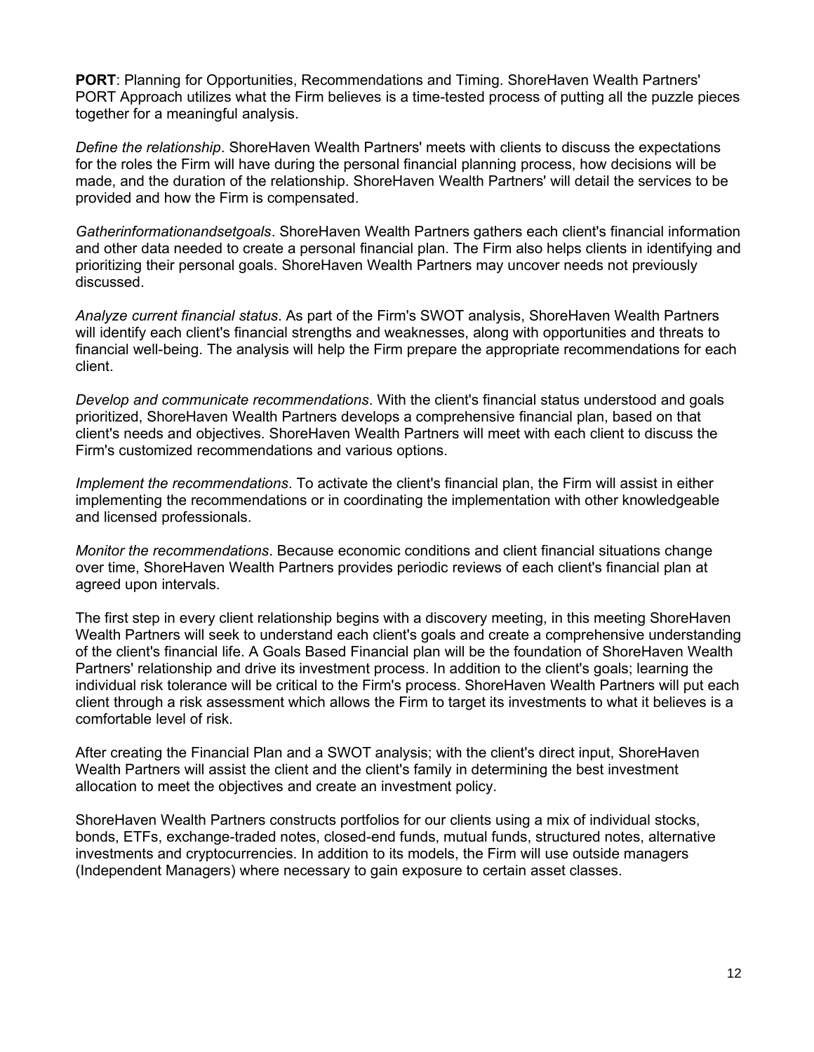**PORT**: Planning for Opportunities, Recommendations and Timing. ShoreHaven Wealth Partners' PORT Approach utilizes what the Firm believes is a time-tested process of putting all the puzzle pieces together for a meaningful analysis.

*Define the relationship*. ShoreHaven Wealth Partners' meets with clients to discuss the expectations for the roles the Firm will have during the personal financial planning process, how decisions will be made, and the duration of the relationship. ShoreHaven Wealth Partners' will detail the services to be provided and how the Firm is compensated.

*Gatherinformationandsetgoals*. ShoreHaven Wealth Partners gathers each client's financial information and other data needed to create a personal financial plan. The Firm also helps clients in identifying and prioritizing their personal goals. ShoreHaven Wealth Partners may uncover needs not previously discussed.

*Analyze current financial status*. As part of the Firm's SWOT analysis, ShoreHaven Wealth Partners will identify each client's financial strengths and weaknesses, along with opportunities and threats to financial well-being. The analysis will help the Firm prepare the appropriate recommendations for each client.

*Develop and communicate recommendations*. With the client's financial status understood and goals prioritized, ShoreHaven Wealth Partners develops a comprehensive financial plan, based on that client's needs and objectives. ShoreHaven Wealth Partners will meet with each client to discuss the Firm's customized recommendations and various options.

*Implement the recommendations*. To activate the client's financial plan, the Firm will assist in either implementing the recommendations or in coordinating the implementation with other knowledgeable and licensed professionals.

*Monitor the recommendations*. Because economic conditions and client financial situations change over time, ShoreHaven Wealth Partners provides periodic reviews of each client's financial plan at agreed upon intervals.

The first step in every client relationship begins with a discovery meeting, in this meeting ShoreHaven Wealth Partners will seek to understand each client's goals and create a comprehensive understanding of the client's financial life. A Goals Based Financial plan will be the foundation of ShoreHaven Wealth Partners' relationship and drive its investment process. In addition to the client's goals; learning the individual risk tolerance will be critical to the Firm's process. ShoreHaven Wealth Partners will put each client through a risk assessment which allows the Firm to target its investments to what it believes is a comfortable level of risk.

After creating the Financial Plan and a SWOT analysis; with the client's direct input, ShoreHaven Wealth Partners will assist the client and the client's family in determining the best investment allocation to meet the objectives and create an investment policy.

ShoreHaven Wealth Partners constructs portfolios for our clients using a mix of individual stocks, bonds, ETFs, exchange-traded notes, closed-end funds, mutual funds, structured notes, alternative investments and cryptocurrencies. In addition to its models, the Firm will use outside managers (Independent Managers) where necessary to gain exposure to certain asset classes.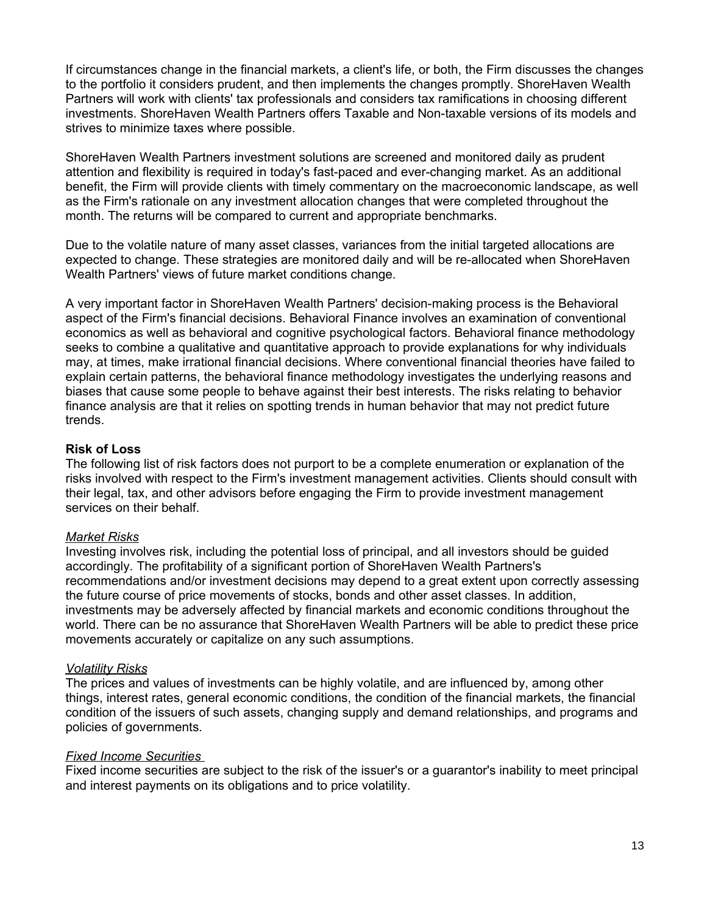If circumstances change in the financial markets, a client's life, or both, the Firm discusses the changes to the portfolio it considers prudent, and then implements the changes promptly. ShoreHaven Wealth Partners will work with clients' tax professionals and considers tax ramifications in choosing different investments. ShoreHaven Wealth Partners offers Taxable and Non-taxable versions of its models and strives to minimize taxes where possible.

ShoreHaven Wealth Partners investment solutions are screened and monitored daily as prudent attention and flexibility is required in today's fast-paced and ever-changing market. As an additional benefit, the Firm will provide clients with timely commentary on the macroeconomic landscape, as well as the Firm's rationale on any investment allocation changes that were completed throughout the month. The returns will be compared to current and appropriate benchmarks.

Due to the volatile nature of many asset classes, variances from the initial targeted allocations are expected to change. These strategies are monitored daily and will be re-allocated when ShoreHaven Wealth Partners' views of future market conditions change.

A very important factor in ShoreHaven Wealth Partners' decision-making process is the Behavioral aspect of the Firm's financial decisions. Behavioral Finance involves an examination of conventional economics as well as behavioral and cognitive psychological factors. Behavioral finance methodology seeks to combine a qualitative and quantitative approach to provide explanations for why individuals may, at times, make irrational financial decisions. Where conventional financial theories have failed to explain certain patterns, the behavioral finance methodology investigates the underlying reasons and biases that cause some people to behave against their best interests. The risks relating to behavior finance analysis are that it relies on spotting trends in human behavior that may not predict future trends.

**Risk of Loss**

The following list of risk factors does not purport to be a complete enumeration or explanation of the risks involved with respect to the Firm's investment management activities. Clients should consult with their legal, tax, and other advisors before engaging the Firm to provide investment management services on their behalf.

*Market Risks*

Investing involves risk, including the potential loss of principal, and all investors should be guided accordingly. The profitability of a significant portion of ShoreHaven Wealth Partners's recommendations and/or investment decisions may depend to a great extent upon correctly assessing the future course of price movements of stocks, bonds and other asset classes. In addition, investments may be adversely affected by financial markets and economic conditions throughout the world. There can be no assurance that ShoreHaven Wealth Partners will be able to predict these price movements accurately or capitalize on any such assumptions.

*Volatility Risks*

The prices and values of investments can be highly volatile, and are influenced by, among other things, interest rates, general economic conditions, the condition of the financial markets, the financial condition of the issuers of such assets, changing supply and demand relationships, and programs and policies of governments.

*Fixed Income Securities*

Fixed income securities are subject to the risk of the issuer's or a guarantor's inability to meet principal and interest payments on its obligations and to price volatility.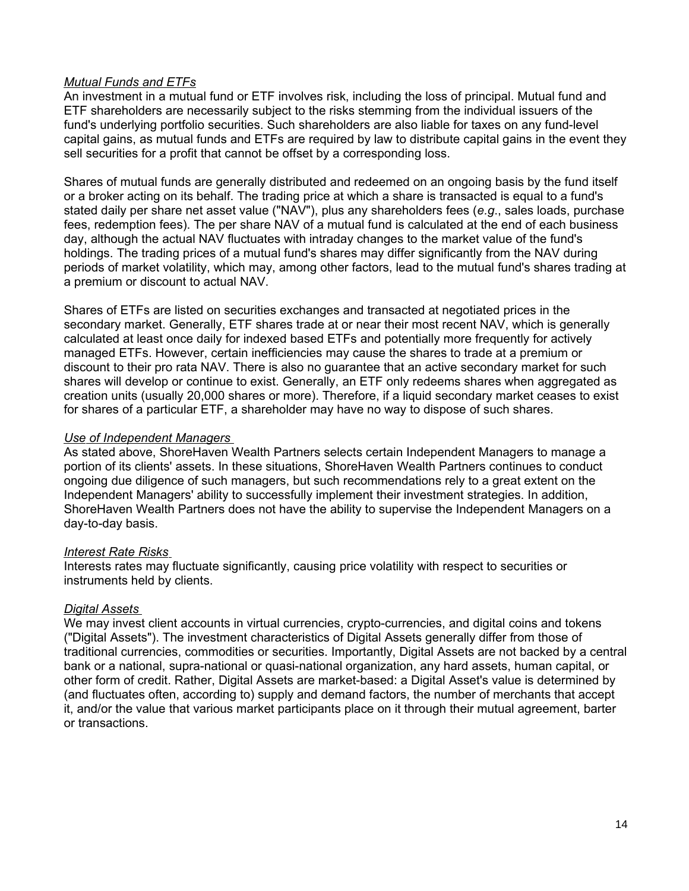*Mutual Funds and ETFs*
An investment in a mutual fund or ETF involves risk, including the loss of principal. Mutual fund and ETF shareholders are necessarily subject to the risks stemming from the individual issuers of the fund's underlying portfolio securities. Such shareholders are also liable for taxes on any fund-level capital gains, as mutual funds and ETFs are required by law to distribute capital gains in the event they sell securities for a profit that cannot be offset by a corresponding loss.

Shares of mutual funds are generally distributed and redeemed on an ongoing basis by the fund itself or a broker acting on its behalf. The trading price at which a share is transacted is equal to a fund's stated daily per share net asset value ("NAV"), plus any shareholders fees (*e.g*., sales loads, purchase fees, redemption fees). The per share NAV of a mutual fund is calculated at the end of each business day, although the actual NAV fluctuates with intraday changes to the market value of the fund's holdings. The trading prices of a mutual fund's shares may differ significantly from the NAV during periods of market volatility, which may, among other factors, lead to the mutual fund's shares trading at a premium or discount to actual NAV.

Shares of ETFs are listed on securities exchanges and transacted at negotiated prices in the secondary market. Generally, ETF shares trade at or near their most recent NAV, which is generally calculated at least once daily for indexed based ETFs and potentially more frequently for actively managed ETFs. However, certain inefficiencies may cause the shares to trade at a premium or discount to their pro rata NAV. There is also no guarantee that an active secondary market for such shares will develop or continue to exist. Generally, an ETF only redeems shares when aggregated as creation units (usually 20,000 shares or more). Therefore, if a liquid secondary market ceases to exist for shares of a particular ETF, a shareholder may have no way to dispose of such shares.

*Use of Independent Managers*
As stated above, ShoreHaven Wealth Partners selects certain Independent Managers to manage a portion of its clients' assets. In these situations, ShoreHaven Wealth Partners continues to conduct ongoing due diligence of such managers, but such recommendations rely to a great extent on the Independent Managers' ability to successfully implement their investment strategies. In addition, ShoreHaven Wealth Partners does not have the ability to supervise the Independent Managers on a day-to-day basis.

*Interest Rate Risks*
Interests rates may fluctuate significantly, causing price volatility with respect to securities or instruments held by clients.

*Digital Assets*
We may invest client accounts in virtual currencies, crypto-currencies, and digital coins and tokens ("Digital Assets"). The investment characteristics of Digital Assets generally differ from those of traditional currencies, commodities or securities. Importantly, Digital Assets are not backed by a central bank or a national, supra-national or quasi-national organization, any hard assets, human capital, or other form of credit. Rather, Digital Assets are market-based: a Digital Asset's value is determined by (and fluctuates often, according to) supply and demand factors, the number of merchants that accept it, and/or the value that various market participants place on it through their mutual agreement, barter or transactions.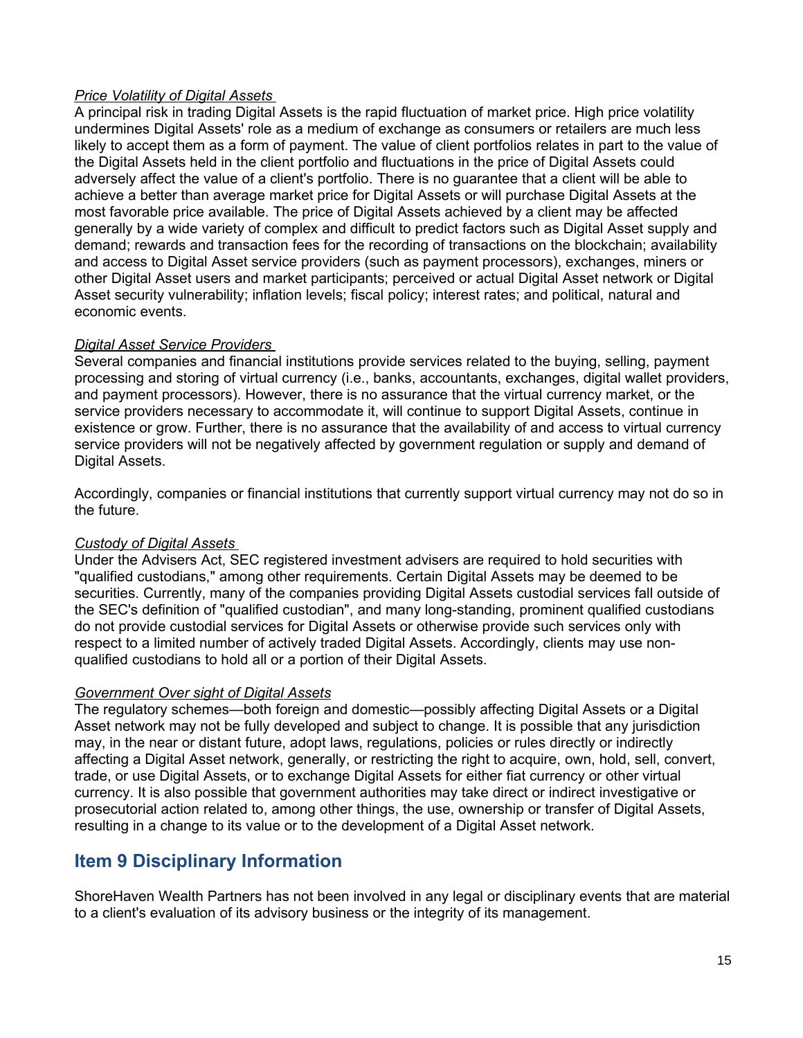*Price Volatility of Digital Assets*

A principal risk in trading Digital Assets is the rapid fluctuation of market price. High price volatility undermines Digital Assets' role as a medium of exchange as consumers or retailers are much less likely to accept them as a form of payment. The value of client portfolios relates in part to the value of the Digital Assets held in the client portfolio and fluctuations in the price of Digital Assets could adversely affect the value of a client's portfolio. There is no guarantee that a client will be able to achieve a better than average market price for Digital Assets or will purchase Digital Assets at the most favorable price available. The price of Digital Assets achieved by a client may be affected generally by a wide variety of complex and difficult to predict factors such as Digital Asset supply and demand; rewards and transaction fees for the recording of transactions on the blockchain; availability and access to Digital Asset service providers (such as payment processors), exchanges, miners or other Digital Asset users and market participants; perceived or actual Digital Asset network or Digital Asset security vulnerability; inflation levels; fiscal policy; interest rates; and political, natural and economic events.

*Digital Asset Service Providers*

Several companies and financial institutions provide services related to the buying, selling, payment processing and storing of virtual currency (i.e., banks, accountants, exchanges, digital wallet providers, and payment processors). However, there is no assurance that the virtual currency market, or the service providers necessary to accommodate it, will continue to support Digital Assets, continue in existence or grow. Further, there is no assurance that the availability of and access to virtual currency service providers will not be negatively affected by government regulation or supply and demand of Digital Assets.

Accordingly, companies or financial institutions that currently support virtual currency may not do so in the future.

*Custody of Digital Assets*

Under the Advisers Act, SEC registered investment advisers are required to hold securities with "qualified custodians," among other requirements. Certain Digital Assets may be deemed to be securities. Currently, many of the companies providing Digital Assets custodial services fall outside of the SEC's definition of "qualified custodian", and many long-standing, prominent qualified custodians do not provide custodial services for Digital Assets or otherwise provide such services only with respect to a limited number of actively traded Digital Assets. Accordingly, clients may use non-qualified custodians to hold all or a portion of their Digital Assets.

*Government Over sight of Digital Assets*

The regulatory schemes—both foreign and domestic—possibly affecting Digital Assets or a Digital Asset network may not be fully developed and subject to change. It is possible that any jurisdiction may, in the near or distant future, adopt laws, regulations, policies or rules directly or indirectly affecting a Digital Asset network, generally, or restricting the right to acquire, own, hold, sell, convert, trade, or use Digital Assets, or to exchange Digital Assets for either fiat currency or other virtual currency. It is also possible that government authorities may take direct or indirect investigative or prosecutorial action related to, among other things, the use, ownership or transfer of Digital Assets, resulting in a change to its value or to the development of a Digital Asset network.

## Item 9 Disciplinary Information

ShoreHaven Wealth Partners has not been involved in any legal or disciplinary events that are material to a client's evaluation of its advisory business or the integrity of its management.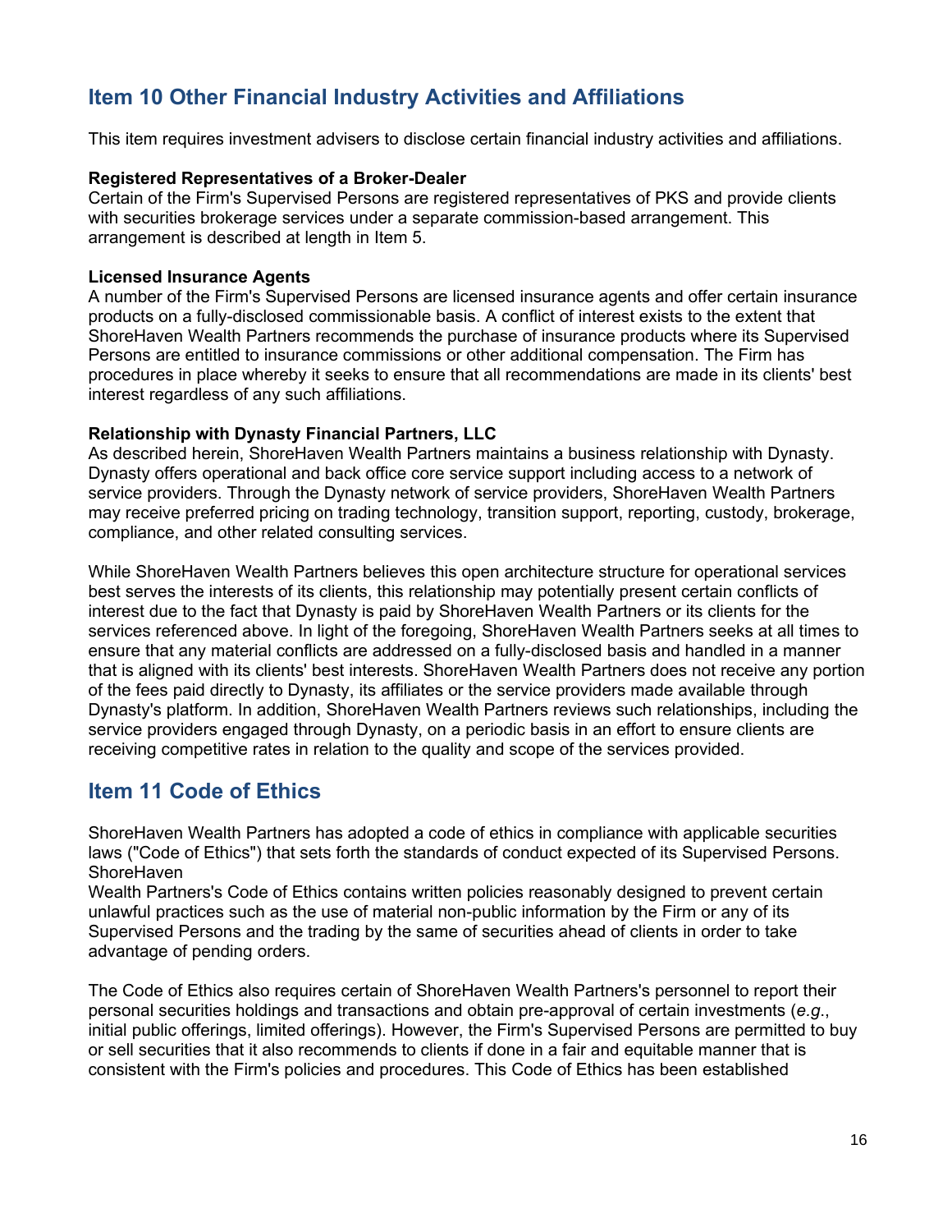## Item 10 Other Financial Industry Activities and Affiliations

This item requires investment advisers to disclose certain financial industry activities and affiliations.

**Registered Representatives of a Broker-Dealer**
Certain of the Firm's Supervised Persons are registered representatives of PKS and provide clients with securities brokerage services under a separate commission-based arrangement. This arrangement is described at length in Item 5.

**Licensed Insurance Agents**
A number of the Firm's Supervised Persons are licensed insurance agents and offer certain insurance products on a fully-disclosed commissionable basis. A conflict of interest exists to the extent that ShoreHaven Wealth Partners recommends the purchase of insurance products where its Supervised Persons are entitled to insurance commissions or other additional compensation. The Firm has procedures in place whereby it seeks to ensure that all recommendations are made in its clients' best interest regardless of any such affiliations.

**Relationship with Dynasty Financial Partners, LLC**
As described herein, ShoreHaven Wealth Partners maintains a business relationship with Dynasty. Dynasty offers operational and back office core service support including access to a network of service providers. Through the Dynasty network of service providers, ShoreHaven Wealth Partners may receive preferred pricing on trading technology, transition support, reporting, custody, brokerage, compliance, and other related consulting services.

While ShoreHaven Wealth Partners believes this open architecture structure for operational services best serves the interests of its clients, this relationship may potentially present certain conflicts of interest due to the fact that Dynasty is paid by ShoreHaven Wealth Partners or its clients for the services referenced above. In light of the foregoing, ShoreHaven Wealth Partners seeks at all times to ensure that any material conflicts are addressed on a fully-disclosed basis and handled in a manner that is aligned with its clients' best interests. ShoreHaven Wealth Partners does not receive any portion of the fees paid directly to Dynasty, its affiliates or the service providers made available through Dynasty's platform. In addition, ShoreHaven Wealth Partners reviews such relationships, including the service providers engaged through Dynasty, on a periodic basis in an effort to ensure clients are receiving competitive rates in relation to the quality and scope of the services provided.

## Item 11 Code of Ethics

ShoreHaven Wealth Partners has adopted a code of ethics in compliance with applicable securities laws ("Code of Ethics") that sets forth the standards of conduct expected of its Supervised Persons. ShoreHaven Wealth Partners's Code of Ethics contains written policies reasonably designed to prevent certain unlawful practices such as the use of material non-public information by the Firm or any of its Supervised Persons and the trading by the same of securities ahead of clients in order to take advantage of pending orders.

The Code of Ethics also requires certain of ShoreHaven Wealth Partners's personnel to report their personal securities holdings and transactions and obtain pre-approval of certain investments (*e.g.*, initial public offerings, limited offerings). However, the Firm's Supervised Persons are permitted to buy or sell securities that it also recommends to clients if done in a fair and equitable manner that is consistent with the Firm's policies and procedures. This Code of Ethics has been established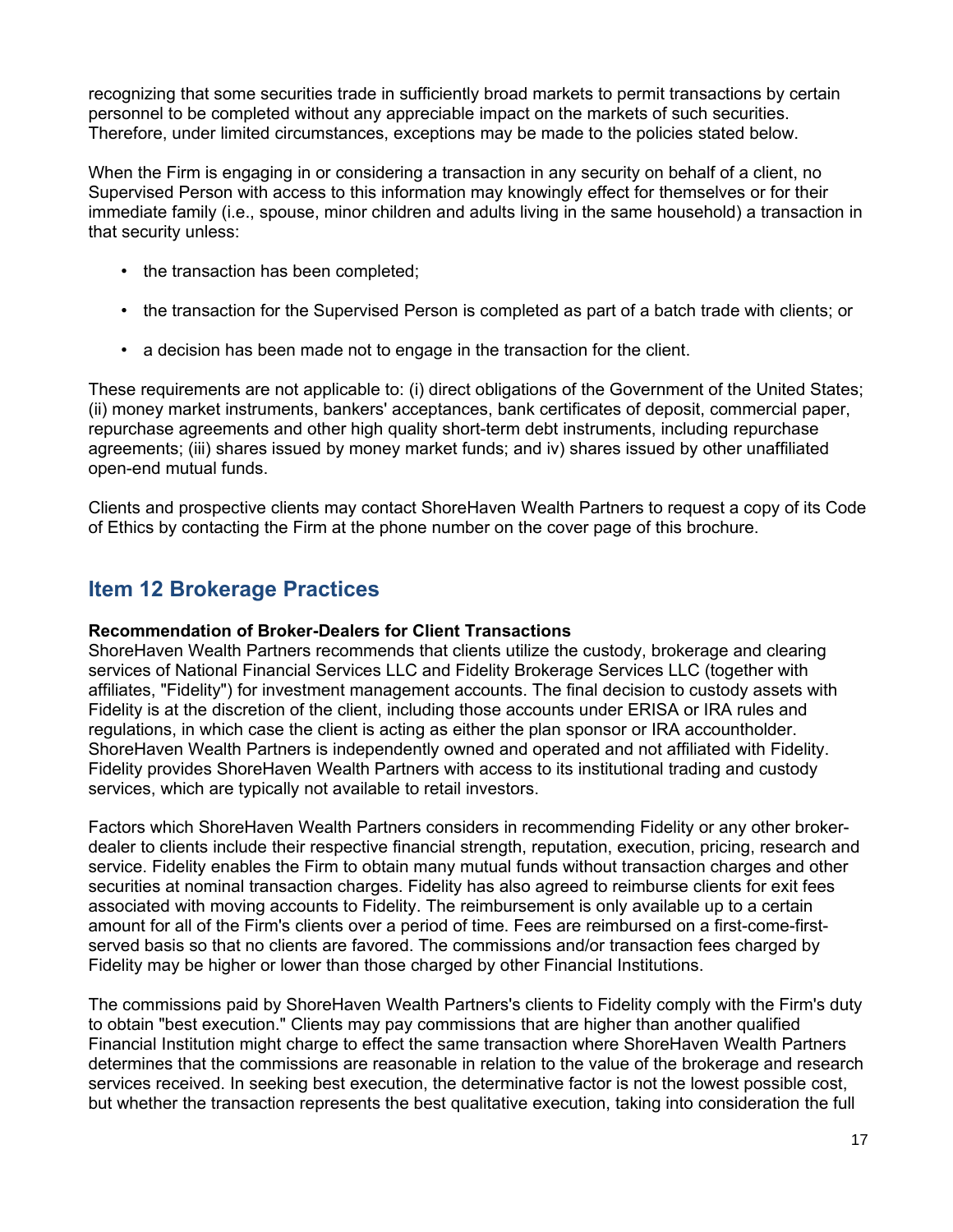recognizing that some securities trade in sufficiently broad markets to permit transactions by certain personnel to be completed without any appreciable impact on the markets of such securities. Therefore, under limited circumstances, exceptions may be made to the policies stated below.

When the Firm is engaging in or considering a transaction in any security on behalf of a client, no Supervised Person with access to this information may knowingly effect for themselves or for their immediate family (i.e., spouse, minor children and adults living in the same household) a transaction in that security unless:

- the transaction has been completed;
- the transaction for the Supervised Person is completed as part of a batch trade with clients; or
- a decision has been made not to engage in the transaction for the client.

These requirements are not applicable to: (i) direct obligations of the Government of the United States; (ii) money market instruments, bankers' acceptances, bank certificates of deposit, commercial paper, repurchase agreements and other high quality short-term debt instruments, including repurchase agreements; (iii) shares issued by money market funds; and iv) shares issued by other unaffiliated open-end mutual funds.

Clients and prospective clients may contact ShoreHaven Wealth Partners to request a copy of its Code of Ethics by contacting the Firm at the phone number on the cover page of this brochure.

## Item 12 Brokerage Practices

**Recommendation of Broker-Dealers for Client Transactions**

ShoreHaven Wealth Partners recommends that clients utilize the custody, brokerage and clearing services of National Financial Services LLC and Fidelity Brokerage Services LLC (together with affiliates, "Fidelity") for investment management accounts. The final decision to custody assets with Fidelity is at the discretion of the client, including those accounts under ERISA or IRA rules and regulations, in which case the client is acting as either the plan sponsor or IRA accountholder. ShoreHaven Wealth Partners is independently owned and operated and not affiliated with Fidelity. Fidelity provides ShoreHaven Wealth Partners with access to its institutional trading and custody services, which are typically not available to retail investors.

Factors which ShoreHaven Wealth Partners considers in recommending Fidelity or any other broker-dealer to clients include their respective financial strength, reputation, execution, pricing, research and service. Fidelity enables the Firm to obtain many mutual funds without transaction charges and other securities at nominal transaction charges. Fidelity has also agreed to reimburse clients for exit fees associated with moving accounts to Fidelity. The reimbursement is only available up to a certain amount for all of the Firm's clients over a period of time. Fees are reimbursed on a first-come-first-served basis so that no clients are favored. The commissions and/or transaction fees charged by Fidelity may be higher or lower than those charged by other Financial Institutions.

The commissions paid by ShoreHaven Wealth Partners's clients to Fidelity comply with the Firm's duty to obtain "best execution." Clients may pay commissions that are higher than another qualified Financial Institution might charge to effect the same transaction where ShoreHaven Wealth Partners determines that the commissions are reasonable in relation to the value of the brokerage and research services received. In seeking best execution, the determinative factor is not the lowest possible cost, but whether the transaction represents the best qualitative execution, taking into consideration the full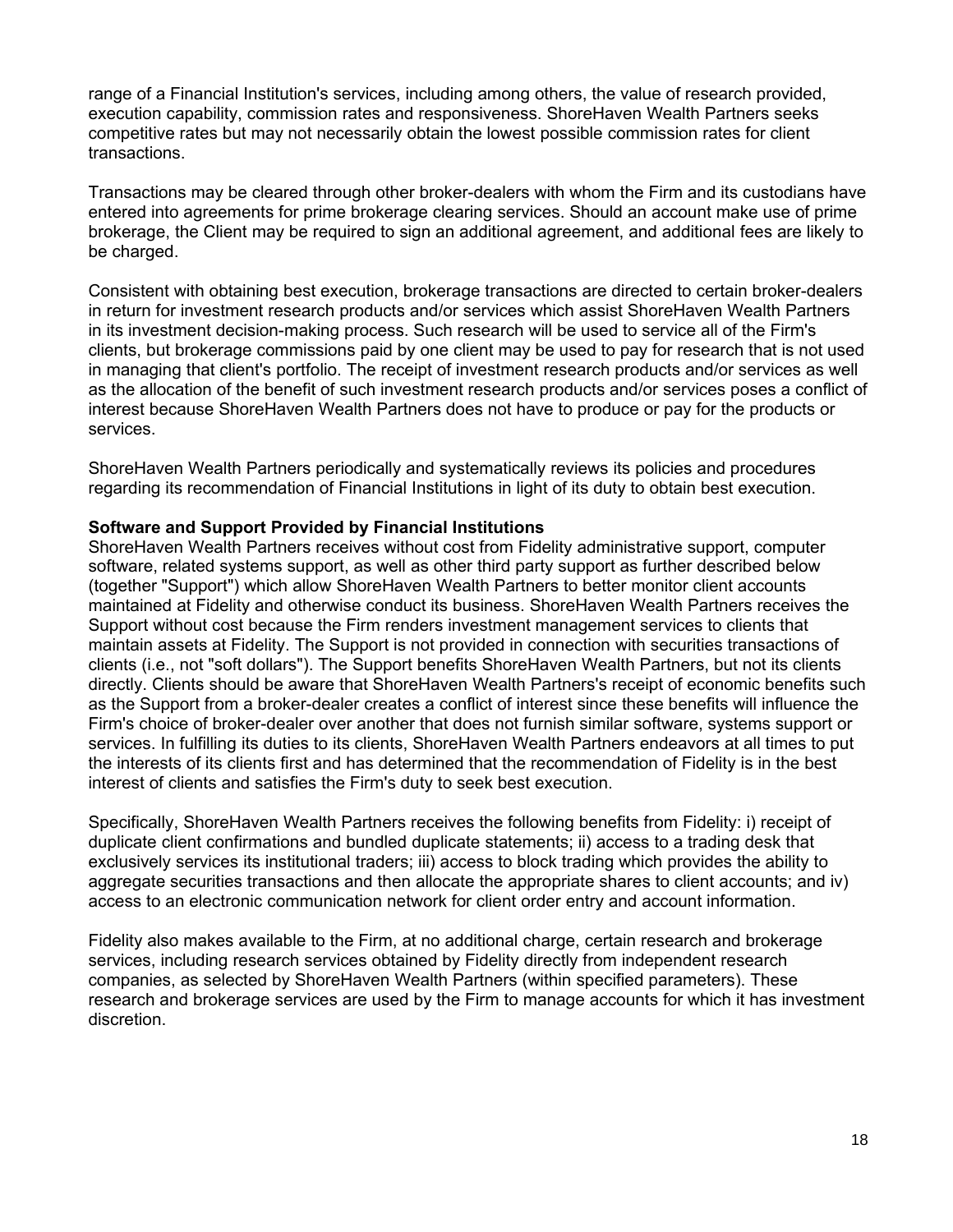range of a Financial Institution's services, including among others, the value of research provided, execution capability, commission rates and responsiveness. ShoreHaven Wealth Partners seeks competitive rates but may not necessarily obtain the lowest possible commission rates for client transactions.

Transactions may be cleared through other broker-dealers with whom the Firm and its custodians have entered into agreements for prime brokerage clearing services. Should an account make use of prime brokerage, the Client may be required to sign an additional agreement, and additional fees are likely to be charged.

Consistent with obtaining best execution, brokerage transactions are directed to certain broker-dealers in return for investment research products and/or services which assist ShoreHaven Wealth Partners in its investment decision-making process. Such research will be used to service all of the Firm's clients, but brokerage commissions paid by one client may be used to pay for research that is not used in managing that client's portfolio. The receipt of investment research products and/or services as well as the allocation of the benefit of such investment research products and/or services poses a conflict of interest because ShoreHaven Wealth Partners does not have to produce or pay for the products or services.

ShoreHaven Wealth Partners periodically and systematically reviews its policies and procedures regarding its recommendation of Financial Institutions in light of its duty to obtain best execution.

**Software and Support Provided by Financial Institutions**

ShoreHaven Wealth Partners receives without cost from Fidelity administrative support, computer software, related systems support, as well as other third party support as further described below (together "Support") which allow ShoreHaven Wealth Partners to better monitor client accounts maintained at Fidelity and otherwise conduct its business. ShoreHaven Wealth Partners receives the Support without cost because the Firm renders investment management services to clients that maintain assets at Fidelity. The Support is not provided in connection with securities transactions of clients (i.e., not "soft dollars"). The Support benefits ShoreHaven Wealth Partners, but not its clients directly. Clients should be aware that ShoreHaven Wealth Partners's receipt of economic benefits such as the Support from a broker-dealer creates a conflict of interest since these benefits will influence the Firm's choice of broker-dealer over another that does not furnish similar software, systems support or services. In fulfilling its duties to its clients, ShoreHaven Wealth Partners endeavors at all times to put the interests of its clients first and has determined that the recommendation of Fidelity is in the best interest of clients and satisfies the Firm's duty to seek best execution.

Specifically, ShoreHaven Wealth Partners receives the following benefits from Fidelity: i) receipt of duplicate client confirmations and bundled duplicate statements; ii) access to a trading desk that exclusively services its institutional traders; iii) access to block trading which provides the ability to aggregate securities transactions and then allocate the appropriate shares to client accounts; and iv) access to an electronic communication network for client order entry and account information.

Fidelity also makes available to the Firm, at no additional charge, certain research and brokerage services, including research services obtained by Fidelity directly from independent research companies, as selected by ShoreHaven Wealth Partners (within specified parameters). These research and brokerage services are used by the Firm to manage accounts for which it has investment discretion.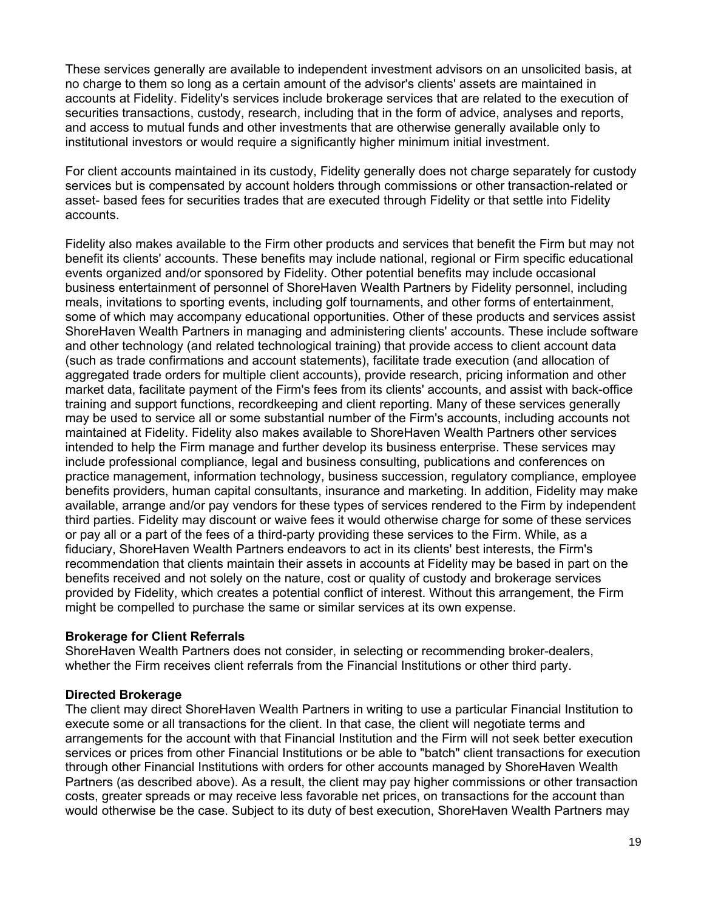These services generally are available to independent investment advisors on an unsolicited basis, at no charge to them so long as a certain amount of the advisor's clients' assets are maintained in accounts at Fidelity. Fidelity's services include brokerage services that are related to the execution of securities transactions, custody, research, including that in the form of advice, analyses and reports, and access to mutual funds and other investments that are otherwise generally available only to institutional investors or would require a significantly higher minimum initial investment.

For client accounts maintained in its custody, Fidelity generally does not charge separately for custody services but is compensated by account holders through commissions or other transaction-related or asset- based fees for securities trades that are executed through Fidelity or that settle into Fidelity accounts.

Fidelity also makes available to the Firm other products and services that benefit the Firm but may not benefit its clients' accounts. These benefits may include national, regional or Firm specific educational events organized and/or sponsored by Fidelity. Other potential benefits may include occasional business entertainment of personnel of ShoreHaven Wealth Partners by Fidelity personnel, including meals, invitations to sporting events, including golf tournaments, and other forms of entertainment, some of which may accompany educational opportunities. Other of these products and services assist ShoreHaven Wealth Partners in managing and administering clients' accounts. These include software and other technology (and related technological training) that provide access to client account data (such as trade confirmations and account statements), facilitate trade execution (and allocation of aggregated trade orders for multiple client accounts), provide research, pricing information and other market data, facilitate payment of the Firm's fees from its clients' accounts, and assist with back-office training and support functions, recordkeeping and client reporting. Many of these services generally may be used to service all or some substantial number of the Firm's accounts, including accounts not maintained at Fidelity. Fidelity also makes available to ShoreHaven Wealth Partners other services intended to help the Firm manage and further develop its business enterprise. These services may include professional compliance, legal and business consulting, publications and conferences on practice management, information technology, business succession, regulatory compliance, employee benefits providers, human capital consultants, insurance and marketing. In addition, Fidelity may make available, arrange and/or pay vendors for these types of services rendered to the Firm by independent third parties. Fidelity may discount or waive fees it would otherwise charge for some of these services or pay all or a part of the fees of a third-party providing these services to the Firm. While, as a fiduciary, ShoreHaven Wealth Partners endeavors to act in its clients' best interests, the Firm's recommendation that clients maintain their assets in accounts at Fidelity may be based in part on the benefits received and not solely on the nature, cost or quality of custody and brokerage services provided by Fidelity, which creates a potential conflict of interest. Without this arrangement, the Firm might be compelled to purchase the same or similar services at its own expense.

**Brokerage for Client Referrals**
ShoreHaven Wealth Partners does not consider, in selecting or recommending broker-dealers, whether the Firm receives client referrals from the Financial Institutions or other third party.

**Directed Brokerage**
The client may direct ShoreHaven Wealth Partners in writing to use a particular Financial Institution to execute some or all transactions for the client. In that case, the client will negotiate terms and arrangements for the account with that Financial Institution and the Firm will not seek better execution services or prices from other Financial Institutions or be able to "batch" client transactions for execution through other Financial Institutions with orders for other accounts managed by ShoreHaven Wealth Partners (as described above). As a result, the client may pay higher commissions or other transaction costs, greater spreads or may receive less favorable net prices, on transactions for the account than would otherwise be the case. Subject to its duty of best execution, ShoreHaven Wealth Partners may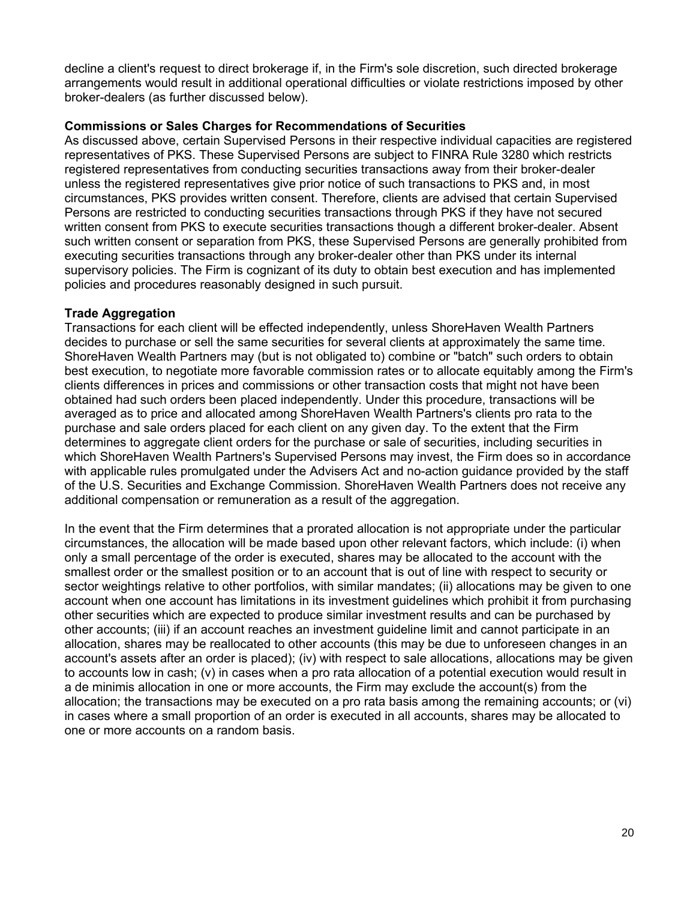decline a client's request to direct brokerage if, in the Firm's sole discretion, such directed brokerage arrangements would result in additional operational difficulties or violate restrictions imposed by other broker-dealers (as further discussed below).

**Commissions or Sales Charges for Recommendations of Securities**

As discussed above, certain Supervised Persons in their respective individual capacities are registered representatives of PKS. These Supervised Persons are subject to FINRA Rule 3280 which restricts registered representatives from conducting securities transactions away from their broker-dealer unless the registered representatives give prior notice of such transactions to PKS and, in most circumstances, PKS provides written consent. Therefore, clients are advised that certain Supervised Persons are restricted to conducting securities transactions through PKS if they have not secured written consent from PKS to execute securities transactions though a different broker-dealer. Absent such written consent or separation from PKS, these Supervised Persons are generally prohibited from executing securities transactions through any broker-dealer other than PKS under its internal supervisory policies. The Firm is cognizant of its duty to obtain best execution and has implemented policies and procedures reasonably designed in such pursuit.

**Trade Aggregation**

Transactions for each client will be effected independently, unless ShoreHaven Wealth Partners decides to purchase or sell the same securities for several clients at approximately the same time. ShoreHaven Wealth Partners may (but is not obligated to) combine or "batch" such orders to obtain best execution, to negotiate more favorable commission rates or to allocate equitably among the Firm's clients differences in prices and commissions or other transaction costs that might not have been obtained had such orders been placed independently. Under this procedure, transactions will be averaged as to price and allocated among ShoreHaven Wealth Partners's clients pro rata to the purchase and sale orders placed for each client on any given day. To the extent that the Firm determines to aggregate client orders for the purchase or sale of securities, including securities in which ShoreHaven Wealth Partners's Supervised Persons may invest, the Firm does so in accordance with applicable rules promulgated under the Advisers Act and no-action guidance provided by the staff of the U.S. Securities and Exchange Commission. ShoreHaven Wealth Partners does not receive any additional compensation or remuneration as a result of the aggregation.

In the event that the Firm determines that a prorated allocation is not appropriate under the particular circumstances, the allocation will be made based upon other relevant factors, which include: (i) when only a small percentage of the order is executed, shares may be allocated to the account with the smallest order or the smallest position or to an account that is out of line with respect to security or sector weightings relative to other portfolios, with similar mandates; (ii) allocations may be given to one account when one account has limitations in its investment guidelines which prohibit it from purchasing other securities which are expected to produce similar investment results and can be purchased by other accounts; (iii) if an account reaches an investment guideline limit and cannot participate in an allocation, shares may be reallocated to other accounts (this may be due to unforeseen changes in an account's assets after an order is placed); (iv) with respect to sale allocations, allocations may be given to accounts low in cash; (v) in cases when a pro rata allocation of a potential execution would result in a de minimis allocation in one or more accounts, the Firm may exclude the account(s) from the allocation; the transactions may be executed on a pro rata basis among the remaining accounts; or (vi) in cases where a small proportion of an order is executed in all accounts, shares may be allocated to one or more accounts on a random basis.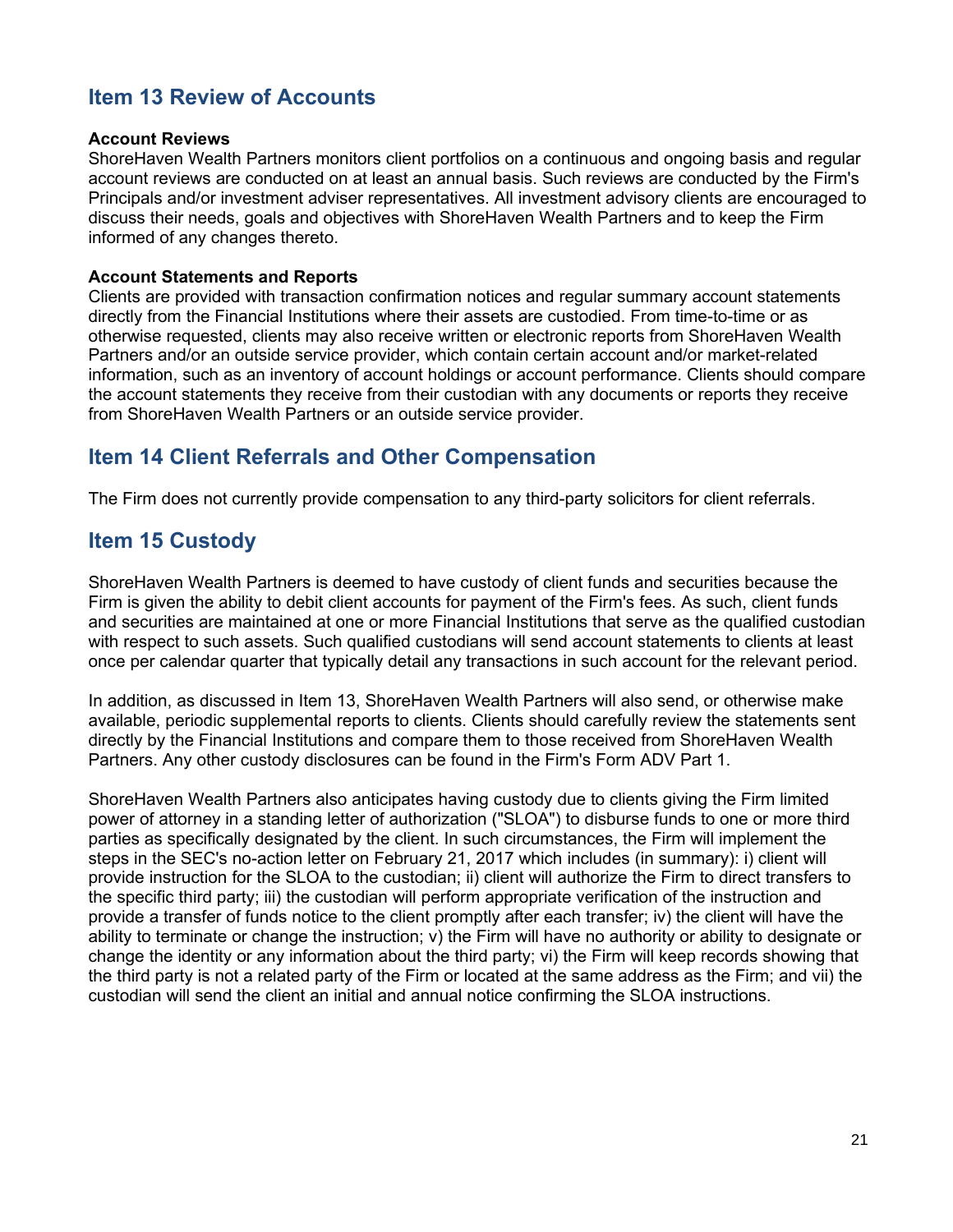## Item 13 Review of Accounts

**Account Reviews**
ShoreHaven Wealth Partners monitors client portfolios on a continuous and ongoing basis and regular account reviews are conducted on at least an annual basis. Such reviews are conducted by the Firm's Principals and/or investment adviser representatives. All investment advisory clients are encouraged to discuss their needs, goals and objectives with ShoreHaven Wealth Partners and to keep the Firm informed of any changes thereto.

**Account Statements and Reports**
Clients are provided with transaction confirmation notices and regular summary account statements directly from the Financial Institutions where their assets are custodied. From time-to-time or as otherwise requested, clients may also receive written or electronic reports from ShoreHaven Wealth Partners and/or an outside service provider, which contain certain account and/or market-related information, such as an inventory of account holdings or account performance. Clients should compare the account statements they receive from their custodian with any documents or reports they receive from ShoreHaven Wealth Partners or an outside service provider.

## Item 14 Client Referrals and Other Compensation

The Firm does not currently provide compensation to any third-party solicitors for client referrals.

## Item 15 Custody

ShoreHaven Wealth Partners is deemed to have custody of client funds and securities because the Firm is given the ability to debit client accounts for payment of the Firm's fees. As such, client funds and securities are maintained at one or more Financial Institutions that serve as the qualified custodian with respect to such assets. Such qualified custodians will send account statements to clients at least once per calendar quarter that typically detail any transactions in such account for the relevant period.

In addition, as discussed in Item 13, ShoreHaven Wealth Partners will also send, or otherwise make available, periodic supplemental reports to clients. Clients should carefully review the statements sent directly by the Financial Institutions and compare them to those received from ShoreHaven Wealth Partners. Any other custody disclosures can be found in the Firm's Form ADV Part 1.

ShoreHaven Wealth Partners also anticipates having custody due to clients giving the Firm limited power of attorney in a standing letter of authorization ("SLOA") to disburse funds to one or more third parties as specifically designated by the client. In such circumstances, the Firm will implement the steps in the SEC's no-action letter on February 21, 2017 which includes (in summary): i) client will provide instruction for the SLOA to the custodian; ii) client will authorize the Firm to direct transfers to the specific third party; iii) the custodian will perform appropriate verification of the instruction and provide a transfer of funds notice to the client promptly after each transfer; iv) the client will have the ability to terminate or change the instruction; v) the Firm will have no authority or ability to designate or change the identity or any information about the third party; vi) the Firm will keep records showing that the third party is not a related party of the Firm or located at the same address as the Firm; and vii) the custodian will send the client an initial and annual notice confirming the SLOA instructions.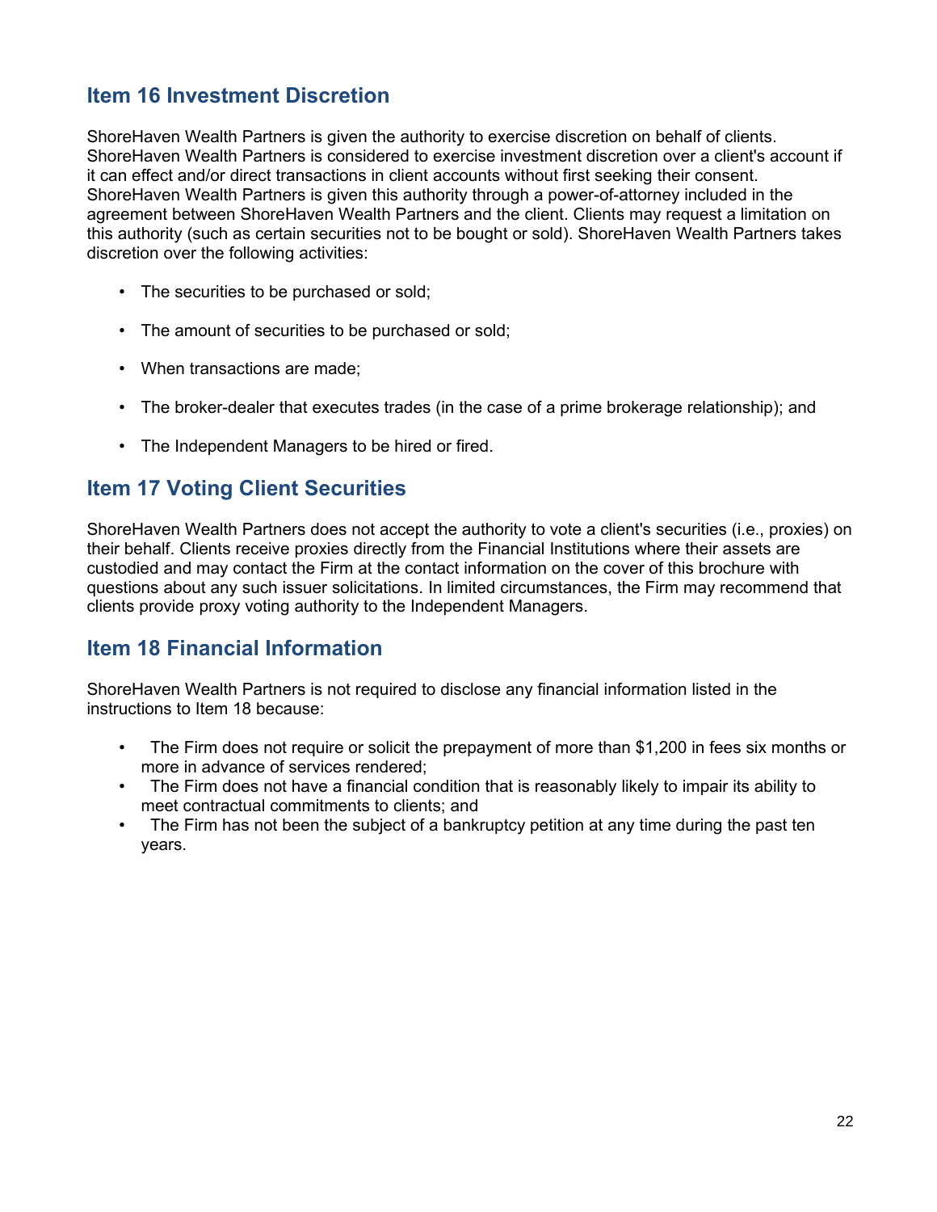## Item 16 Investment Discretion

ShoreHaven Wealth Partners is given the authority to exercise discretion on behalf of clients. ShoreHaven Wealth Partners is considered to exercise investment discretion over a client's account if it can effect and/or direct transactions in client accounts without first seeking their consent. ShoreHaven Wealth Partners is given this authority through a power-of-attorney included in the agreement between ShoreHaven Wealth Partners and the client. Clients may request a limitation on this authority (such as certain securities not to be bought or sold). ShoreHaven Wealth Partners takes discretion over the following activities:

- The securities to be purchased or sold;
- The amount of securities to be purchased or sold;
- When transactions are made;
- The broker-dealer that executes trades (in the case of a prime brokerage relationship); and
- The Independent Managers to be hired or fired.

## Item 17 Voting Client Securities

ShoreHaven Wealth Partners does not accept the authority to vote a client's securities (i.e., proxies) on their behalf. Clients receive proxies directly from the Financial Institutions where their assets are custodied and may contact the Firm at the contact information on the cover of this brochure with questions about any such issuer solicitations. In limited circumstances, the Firm may recommend that clients provide proxy voting authority to the Independent Managers.

## Item 18 Financial Information

ShoreHaven Wealth Partners is not required to disclose any financial information listed in the instructions to Item 18 because:

- The Firm does not require or solicit the prepayment of more than $1,200 in fees six months or more in advance of services rendered;
- The Firm does not have a financial condition that is reasonably likely to impair its ability to meet contractual commitments to clients; and
- The Firm has not been the subject of a bankruptcy petition at any time during the past ten years.